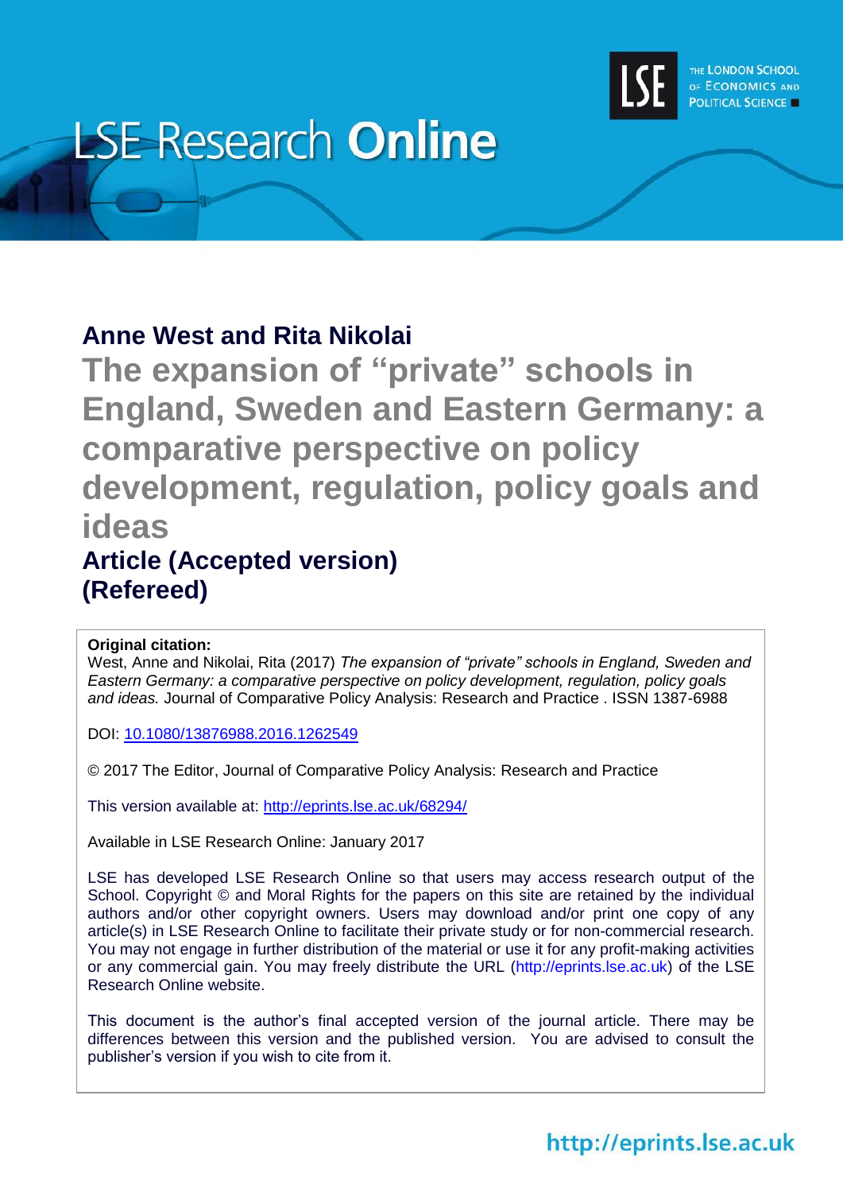LSE Research **Online**

THE LONDON SCHOOL OF ECONOMICS AND POLITICAL SCIENCE

## Anne West and Rita Nikolai

# The expansion of "private" schools in England, Sweden and Eastern Germany: a comparative perspective on policy development, regulation, policy goals and ideas

## Article (Accepted version) (Refereed)

**Original citation:**
West, Anne and Nikolai, Rita (2017) *The expansion of "private" schools in England, Sweden and Eastern Germany: a comparative perspective on policy development, regulation, policy goals and ideas.* Journal of Comparative Policy Analysis: Research and Practice . ISSN 1387-6988

DOI: 10.1080/13876988.2016.1262549

© 2017 The Editor, Journal of Comparative Policy Analysis: Research and Practice

This version available at: http://eprints.lse.ac.uk/68294/

Available in LSE Research Online: January 2017

LSE has developed LSE Research Online so that users may access research output of the School. Copyright © and Moral Rights for the papers on this site are retained by the individual authors and/or other copyright owners. Users may download and/or print one copy of any article(s) in LSE Research Online to facilitate their private study or for non-commercial research. You may not engage in further distribution of the material or use it for any profit-making activities or any commercial gain. You may freely distribute the URL (http://eprints.lse.ac.uk) of the LSE Research Online website.

This document is the author's final accepted version of the journal article. There may be differences between this version and the published version. You are advised to consult the publisher's version if you wish to cite from it.

http://eprints.lse.ac.uk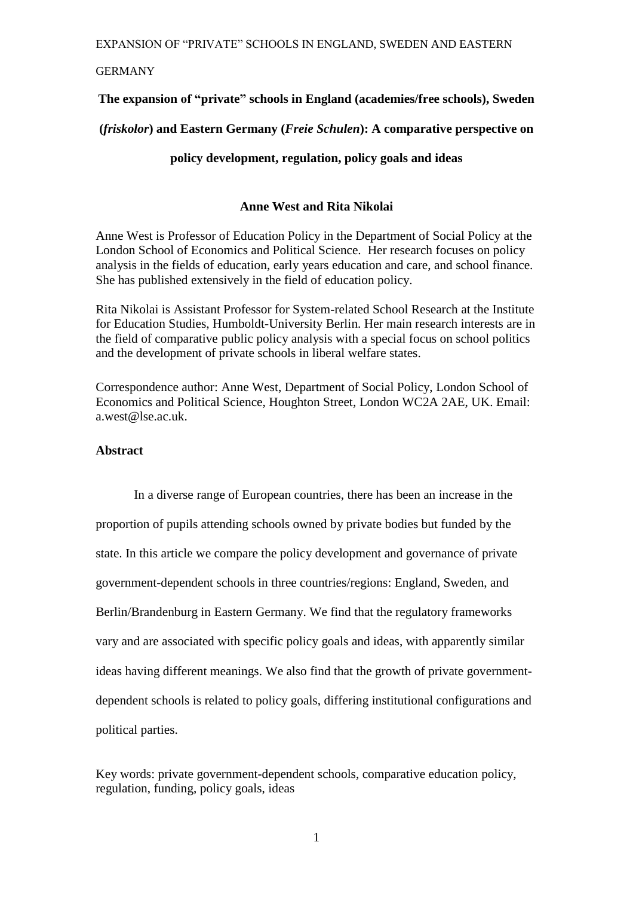# The expansion of "private" schools in England (academies/free schools), Sweden (*friskolor*) and Eastern Germany (*Freie Schulen*): A comparative perspective on policy development, regulation, policy goals and ideas

**Anne West and Rita Nikolai**

Anne West is Professor of Education Policy in the Department of Social Policy at the London School of Economics and Political Science. Her research focuses on policy analysis in the fields of education, early years education and care, and school finance. She has published extensively in the field of education policy.

Rita Nikolai is Assistant Professor for System-related School Research at the Institute for Education Studies, Humboldt-University Berlin. Her main research interests are in the field of comparative public policy analysis with a special focus on school politics and the development of private schools in liberal welfare states.

Correspondence author: Anne West, Department of Social Policy, London School of Economics and Political Science, Houghton Street, London WC2A 2AE, UK. Email: a.west@lse.ac.uk.

## Abstract

In a diverse range of European countries, there has been an increase in the proportion of pupils attending schools owned by private bodies but funded by the state. In this article we compare the policy development and governance of private government-dependent schools in three countries/regions: England, Sweden, and Berlin/Brandenburg in Eastern Germany. We find that the regulatory frameworks vary and are associated with specific policy goals and ideas, with apparently similar ideas having different meanings. We also find that the growth of private government-dependent schools is related to policy goals, differing institutional configurations and political parties.

Key words: private government-dependent schools, comparative education policy, regulation, funding, policy goals, ideas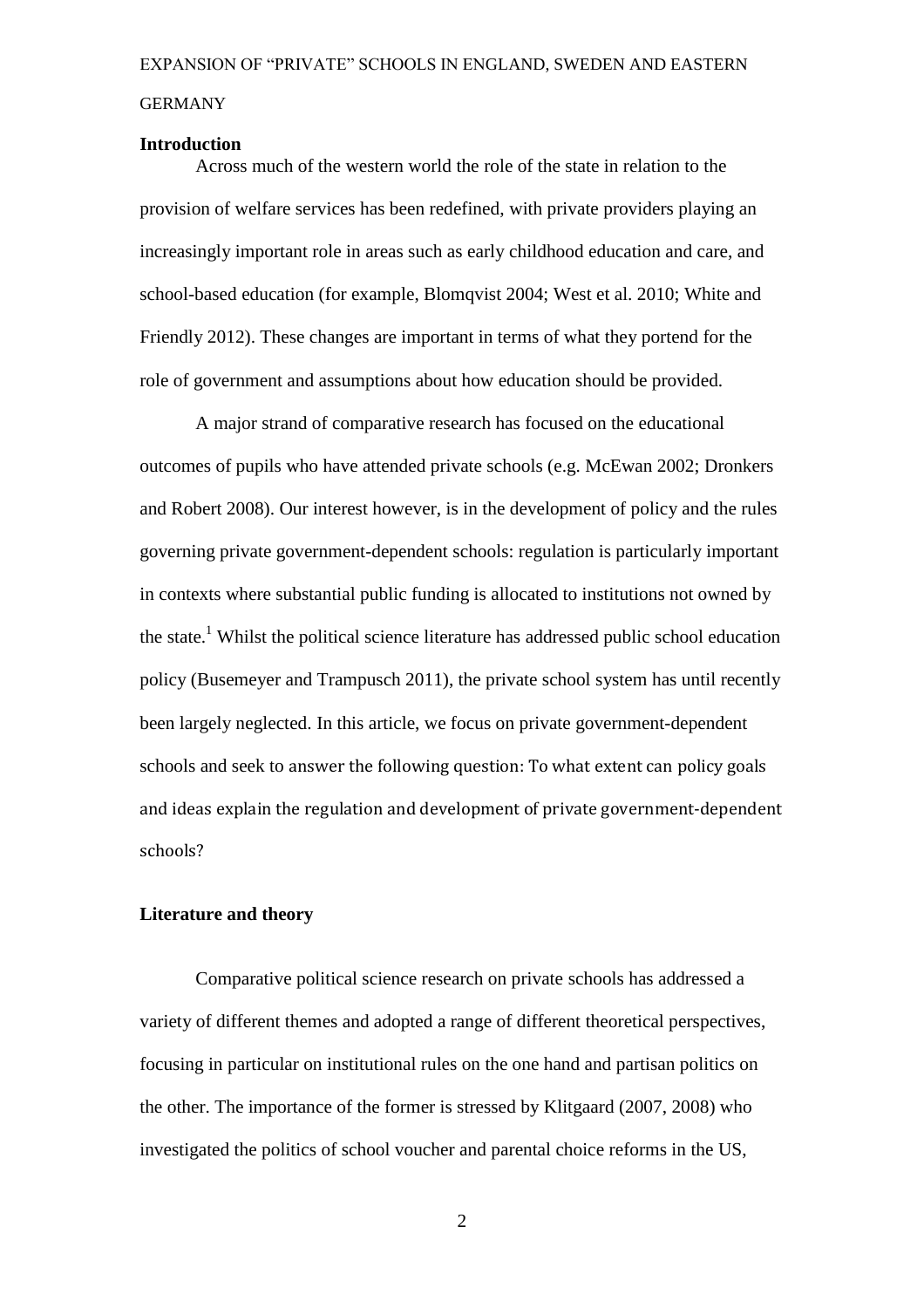## Introduction

Across much of the western world the role of the state in relation to the provision of welfare services has been redefined, with private providers playing an increasingly important role in areas such as early childhood education and care, and school-based education (for example, Blomqvist 2004; West et al. 2010; White and Friendly 2012). These changes are important in terms of what they portend for the role of government and assumptions about how education should be provided.

A major strand of comparative research has focused on the educational outcomes of pupils who have attended private schools (e.g. McEwan 2002; Dronkers and Robert 2008). Our interest however, is in the development of policy and the rules governing private government-dependent schools: regulation is particularly important in contexts where substantial public funding is allocated to institutions not owned by the state.[1] Whilst the political science literature has addressed public school education policy (Busemeyer and Trampusch 2011), the private school system has until recently been largely neglected. In this article, we focus on private government-dependent schools and seek to answer the following question: To what extent can policy goals and ideas explain the regulation and development of private government-dependent schools?

## Literature and theory

Comparative political science research on private schools has addressed a variety of different themes and adopted a range of different theoretical perspectives, focusing in particular on institutional rules on the one hand and partisan politics on the other. The importance of the former is stressed by Klitgaard (2007, 2008) who investigated the politics of school voucher and parental choice reforms in the US,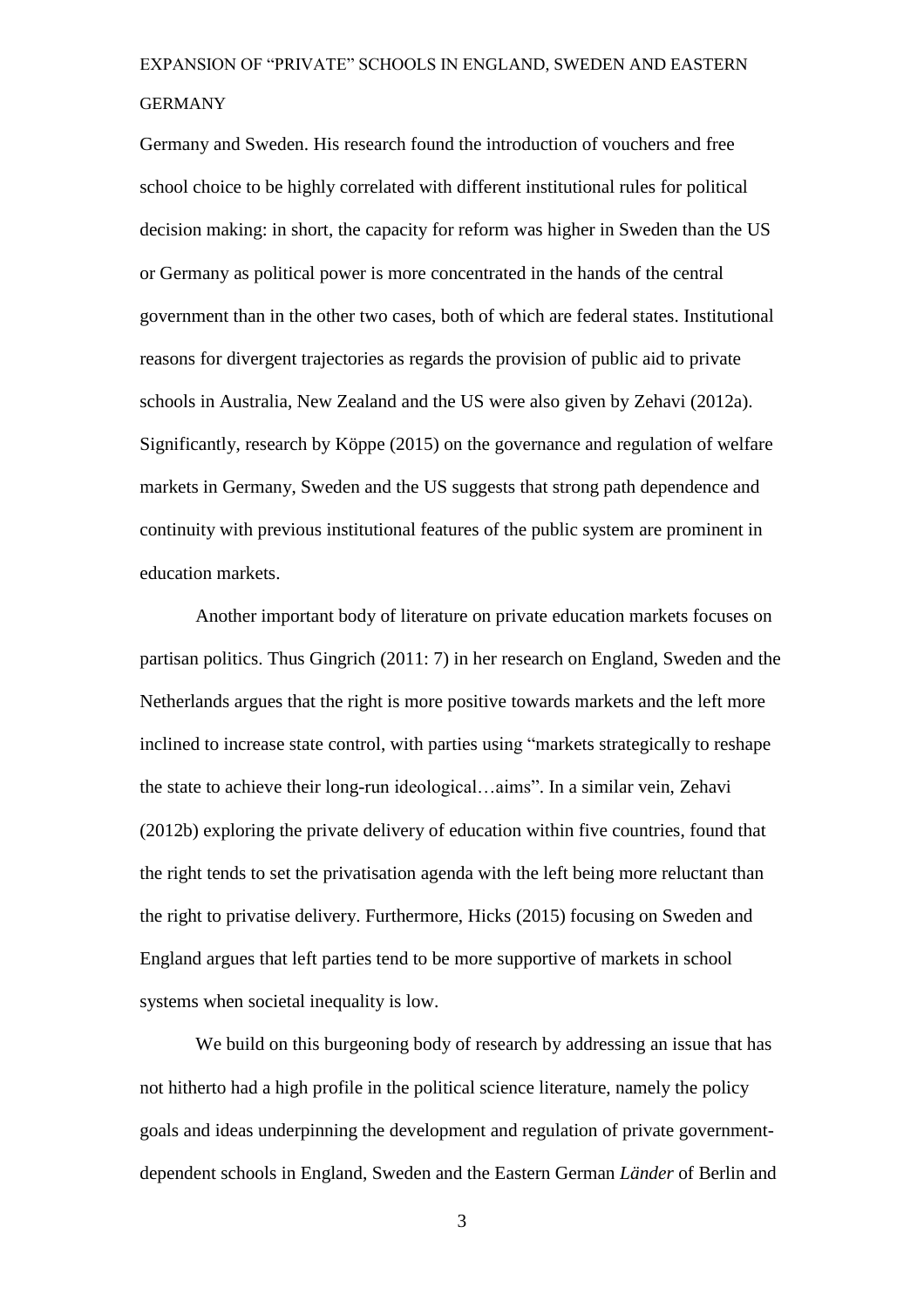Germany and Sweden. His research found the introduction of vouchers and free school choice to be highly correlated with different institutional rules for political decision making: in short, the capacity for reform was higher in Sweden than the US or Germany as political power is more concentrated in the hands of the central government than in the other two cases, both of which are federal states. Institutional reasons for divergent trajectories as regards the provision of public aid to private schools in Australia, New Zealand and the US were also given by Zehavi (2012a). Significantly, research by Köppe (2015) on the governance and regulation of welfare markets in Germany, Sweden and the US suggests that strong path dependence and continuity with previous institutional features of the public system are prominent in education markets.

Another important body of literature on private education markets focuses on partisan politics. Thus Gingrich (2011: 7) in her research on England, Sweden and the Netherlands argues that the right is more positive towards markets and the left more inclined to increase state control, with parties using "markets strategically to reshape the state to achieve their long-run ideological…aims". In a similar vein, Zehavi (2012b) exploring the private delivery of education within five countries, found that the right tends to set the privatisation agenda with the left being more reluctant than the right to privatise delivery. Furthermore, Hicks (2015) focusing on Sweden and England argues that left parties tend to be more supportive of markets in school systems when societal inequality is low.

We build on this burgeoning body of research by addressing an issue that has not hitherto had a high profile in the political science literature, namely the policy goals and ideas underpinning the development and regulation of private government-dependent schools in England, Sweden and the Eastern German *Länder* of Berlin and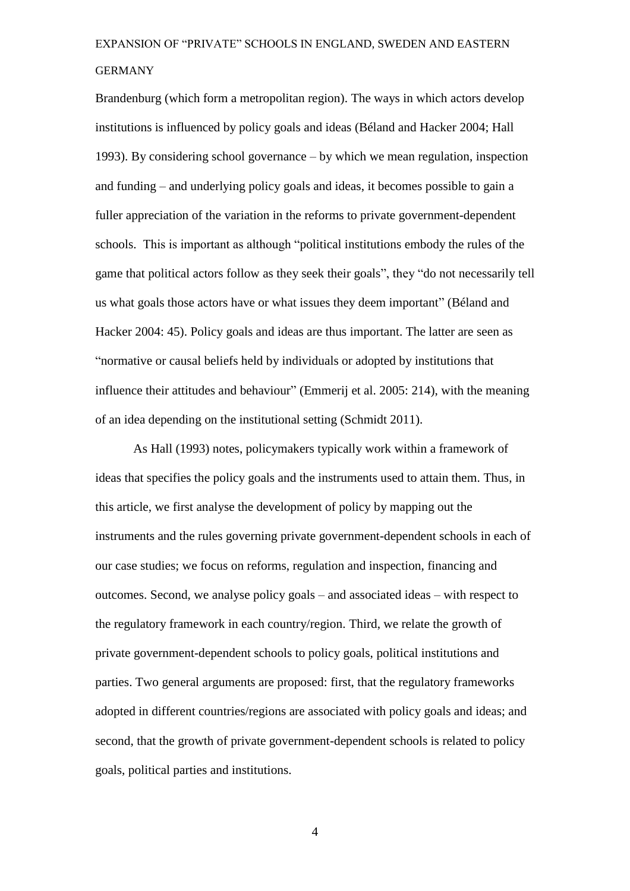Brandenburg (which form a metropolitan region). The ways in which actors develop institutions is influenced by policy goals and ideas (Béland and Hacker 2004; Hall 1993). By considering school governance – by which we mean regulation, inspection and funding – and underlying policy goals and ideas, it becomes possible to gain a fuller appreciation of the variation in the reforms to private government-dependent schools. This is important as although "political institutions embody the rules of the game that political actors follow as they seek their goals", they "do not necessarily tell us what goals those actors have or what issues they deem important" (Béland and Hacker 2004: 45). Policy goals and ideas are thus important. The latter are seen as "normative or causal beliefs held by individuals or adopted by institutions that influence their attitudes and behaviour" (Emmerij et al. 2005: 214), with the meaning of an idea depending on the institutional setting (Schmidt 2011).

As Hall (1993) notes, policymakers typically work within a framework of ideas that specifies the policy goals and the instruments used to attain them. Thus, in this article, we first analyse the development of policy by mapping out the instruments and the rules governing private government-dependent schools in each of our case studies; we focus on reforms, regulation and inspection, financing and outcomes. Second, we analyse policy goals – and associated ideas – with respect to the regulatory framework in each country/region. Third, we relate the growth of private government-dependent schools to policy goals, political institutions and parties. Two general arguments are proposed: first, that the regulatory frameworks adopted in different countries/regions are associated with policy goals and ideas; and second, that the growth of private government-dependent schools is related to policy goals, political parties and institutions.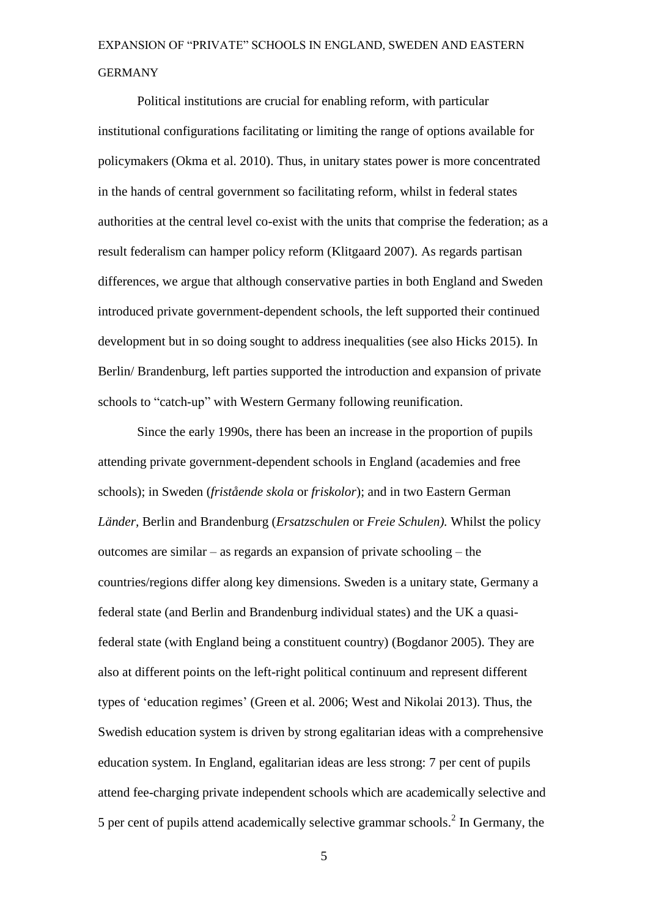Political institutions are crucial for enabling reform, with particular institutional configurations facilitating or limiting the range of options available for policymakers (Okma et al. 2010). Thus, in unitary states power is more concentrated in the hands of central government so facilitating reform, whilst in federal states authorities at the central level co-exist with the units that comprise the federation; as a result federalism can hamper policy reform (Klitgaard 2007). As regards partisan differences, we argue that although conservative parties in both England and Sweden introduced private government-dependent schools, the left supported their continued development but in so doing sought to address inequalities (see also Hicks 2015). In Berlin/ Brandenburg, left parties supported the introduction and expansion of private schools to "catch-up" with Western Germany following reunification.

Since the early 1990s, there has been an increase in the proportion of pupils attending private government-dependent schools in England (academies and free schools); in Sweden (*fristående skola* or *friskolor*); and in two Eastern German *Länder*, Berlin and Brandenburg (*Ersatzschulen* or *Freie Schulen).* Whilst the policy outcomes are similar – as regards an expansion of private schooling – the countries/regions differ along key dimensions. Sweden is a unitary state, Germany a federal state (and Berlin and Brandenburg individual states) and the UK a quasi-federal state (with England being a constituent country) (Bogdanor 2005). They are also at different points on the left-right political continuum and represent different types of 'education regimes' (Green et al. 2006; West and Nikolai 2013). Thus, the Swedish education system is driven by strong egalitarian ideas with a comprehensive education system. In England, egalitarian ideas are less strong: 7 per cent of pupils attend fee-charging private independent schools which are academically selective and 5 per cent of pupils attend academically selective grammar schools.[2] In Germany, the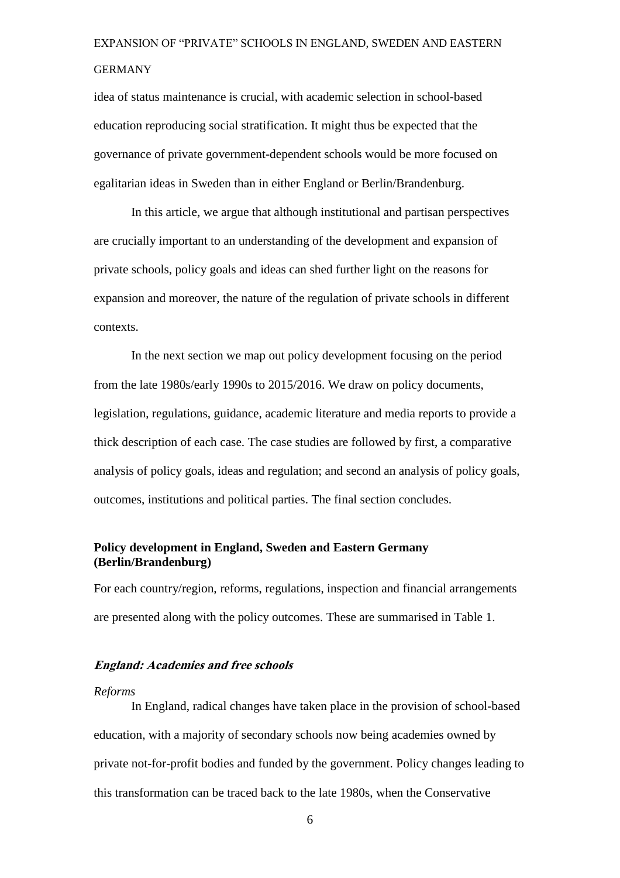idea of status maintenance is crucial, with academic selection in school-based education reproducing social stratification. It might thus be expected that the governance of private government-dependent schools would be more focused on egalitarian ideas in Sweden than in either England or Berlin/Brandenburg.

In this article, we argue that although institutional and partisan perspectives are crucially important to an understanding of the development and expansion of private schools, policy goals and ideas can shed further light on the reasons for expansion and moreover, the nature of the regulation of private schools in different contexts.

In the next section we map out policy development focusing on the period from the late 1980s/early 1990s to 2015/2016. We draw on policy documents, legislation, regulations, guidance, academic literature and media reports to provide a thick description of each case. The case studies are followed by first, a comparative analysis of policy goals, ideas and regulation; and second an analysis of policy goals, outcomes, institutions and political parties. The final section concludes.

## Policy development in England, Sweden and Eastern Germany (Berlin/Brandenburg)

For each country/region, reforms, regulations, inspection and financial arrangements are presented along with the policy outcomes. These are summarised in Table 1.

### *England: Academies and free schools*

*Reforms*

In England, radical changes have taken place in the provision of school-based education, with a majority of secondary schools now being academies owned by private not-for-profit bodies and funded by the government. Policy changes leading to this transformation can be traced back to the late 1980s, when the Conservative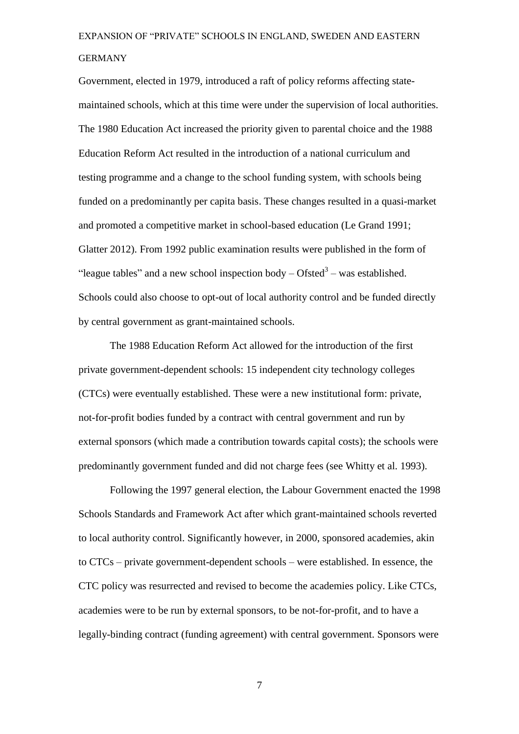Government, elected in 1979, introduced a raft of policy reforms affecting state-maintained schools, which at this time were under the supervision of local authorities. The 1980 Education Act increased the priority given to parental choice and the 1988 Education Reform Act resulted in the introduction of a national curriculum and testing programme and a change to the school funding system, with schools being funded on a predominantly per capita basis. These changes resulted in a quasi-market and promoted a competitive market in school-based education (Le Grand 1991; Glatter 2012). From 1992 public examination results were published in the form of "league tables" and a new school inspection body – Ofsted[3] – was established. Schools could also choose to opt-out of local authority control and be funded directly by central government as grant-maintained schools.

The 1988 Education Reform Act allowed for the introduction of the first private government-dependent schools: 15 independent city technology colleges (CTCs) were eventually established. These were a new institutional form: private, not-for-profit bodies funded by a contract with central government and run by external sponsors (which made a contribution towards capital costs); the schools were predominantly government funded and did not charge fees (see Whitty et al. 1993).

Following the 1997 general election, the Labour Government enacted the 1998 Schools Standards and Framework Act after which grant-maintained schools reverted to local authority control. Significantly however, in 2000, sponsored academies, akin to CTCs – private government-dependent schools – were established. In essence, the CTC policy was resurrected and revised to become the academies policy. Like CTCs, academies were to be run by external sponsors, to be not-for-profit, and to have a legally-binding contract (funding agreement) with central government. Sponsors were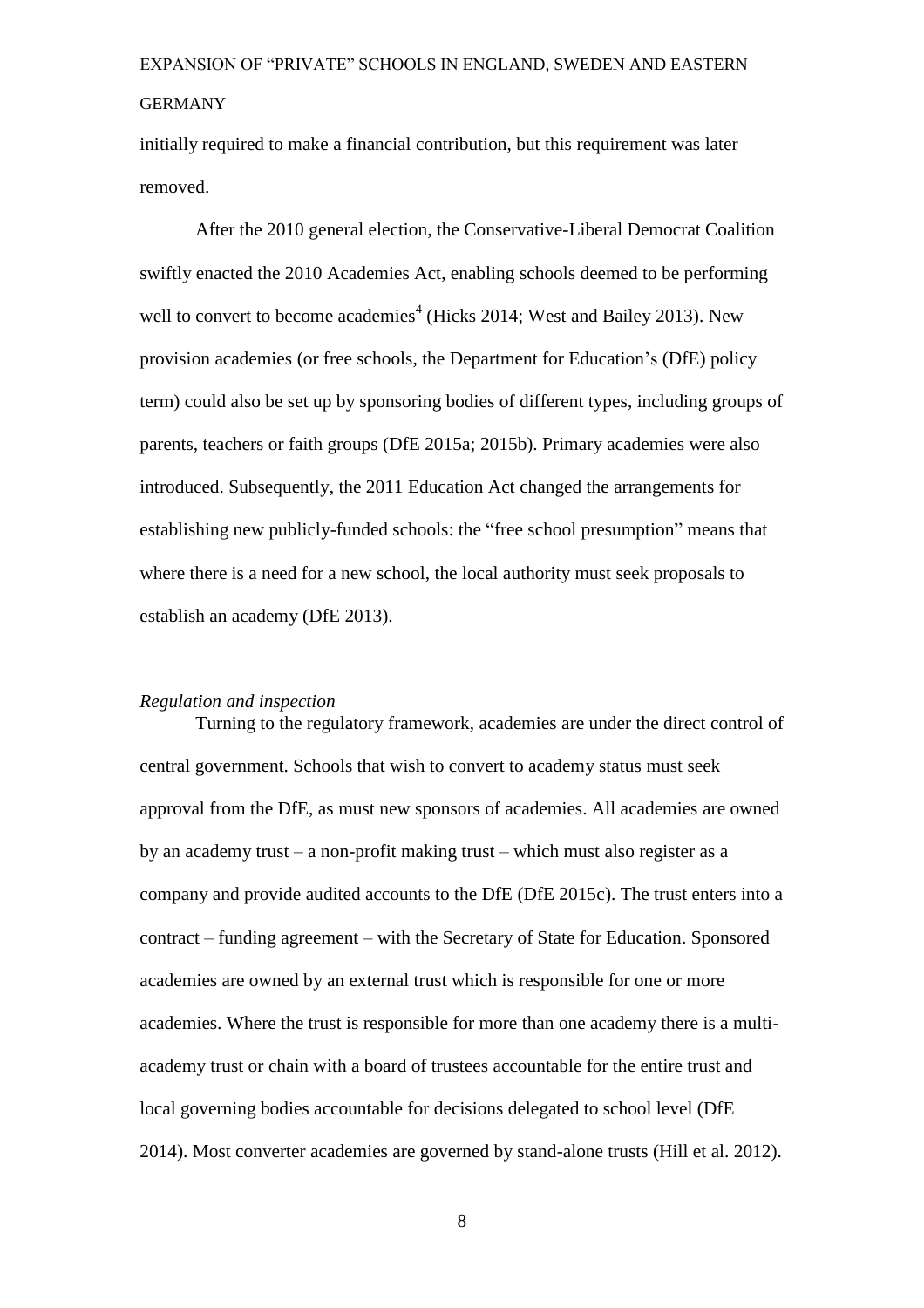initially required to make a financial contribution, but this requirement was later removed.

After the 2010 general election, the Conservative-Liberal Democrat Coalition swiftly enacted the 2010 Academies Act, enabling schools deemed to be performing well to convert to become academies[4] (Hicks 2014; West and Bailey 2013). New provision academies (or free schools, the Department for Education's (DfE) policy term) could also be set up by sponsoring bodies of different types, including groups of parents, teachers or faith groups (DfE 2015a; 2015b). Primary academies were also introduced. Subsequently, the 2011 Education Act changed the arrangements for establishing new publicly-funded schools: the "free school presumption" means that where there is a need for a new school, the local authority must seek proposals to establish an academy (DfE 2013).

*Regulation and inspection*

Turning to the regulatory framework, academies are under the direct control of central government. Schools that wish to convert to academy status must seek approval from the DfE, as must new sponsors of academies. All academies are owned by an academy trust – a non-profit making trust – which must also register as a company and provide audited accounts to the DfE (DfE 2015c). The trust enters into a contract – funding agreement – with the Secretary of State for Education. Sponsored academies are owned by an external trust which is responsible for one or more academies. Where the trust is responsible for more than one academy there is a multi-academy trust or chain with a board of trustees accountable for the entire trust and local governing bodies accountable for decisions delegated to school level (DfE 2014). Most converter academies are governed by stand-alone trusts (Hill et al. 2012).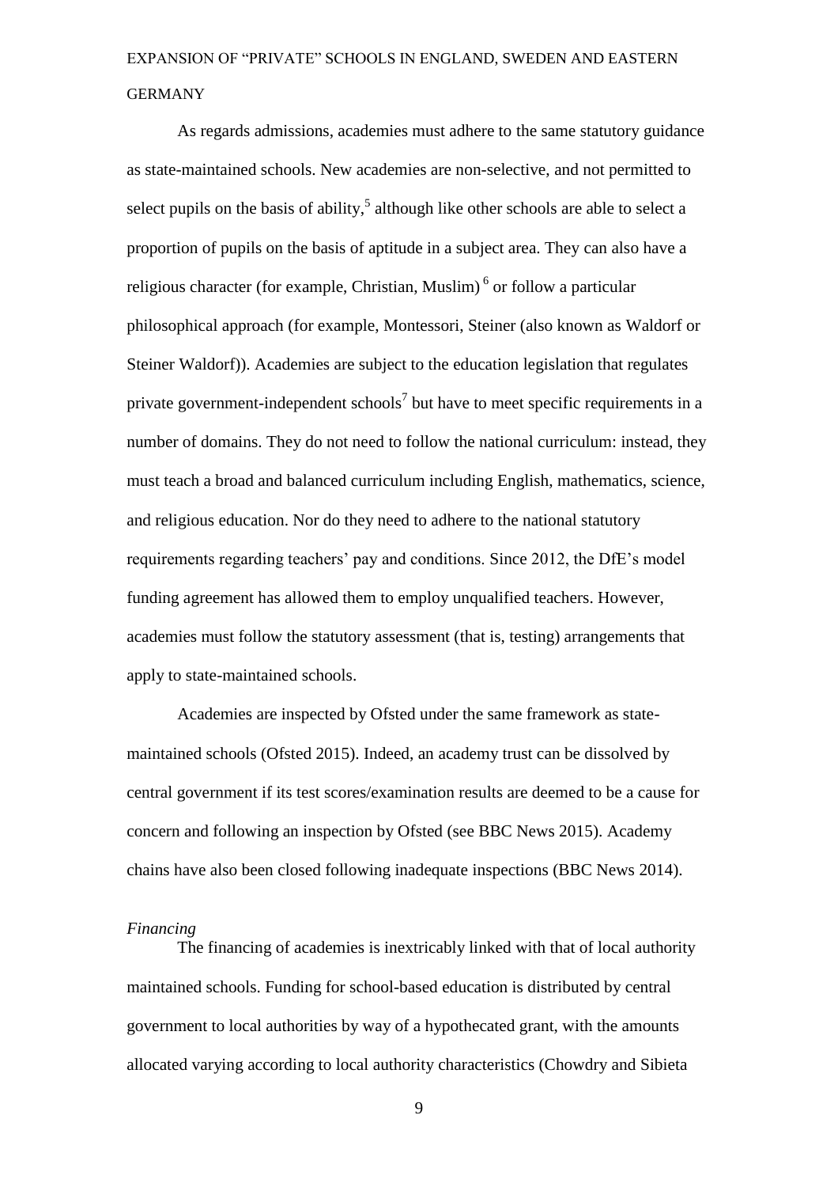As regards admissions, academies must adhere to the same statutory guidance as state-maintained schools. New academies are non-selective, and not permitted to select pupils on the basis of ability,[5] although like other schools are able to select a proportion of pupils on the basis of aptitude in a subject area. They can also have a religious character (for example, Christian, Muslim) [6] or follow a particular philosophical approach (for example, Montessori, Steiner (also known as Waldorf or Steiner Waldorf)). Academies are subject to the education legislation that regulates private government-independent schools[7] but have to meet specific requirements in a number of domains. They do not need to follow the national curriculum: instead, they must teach a broad and balanced curriculum including English, mathematics, science, and religious education. Nor do they need to adhere to the national statutory requirements regarding teachers' pay and conditions. Since 2012, the DfE's model funding agreement has allowed them to employ unqualified teachers. However, academies must follow the statutory assessment (that is, testing) arrangements that apply to state-maintained schools.

Academies are inspected by Ofsted under the same framework as state-maintained schools (Ofsted 2015). Indeed, an academy trust can be dissolved by central government if its test scores/examination results are deemed to be a cause for concern and following an inspection by Ofsted (see BBC News 2015). Academy chains have also been closed following inadequate inspections (BBC News 2014).

*Financing*

The financing of academies is inextricably linked with that of local authority maintained schools. Funding for school-based education is distributed by central government to local authorities by way of a hypothecated grant, with the amounts allocated varying according to local authority characteristics (Chowdry and Sibieta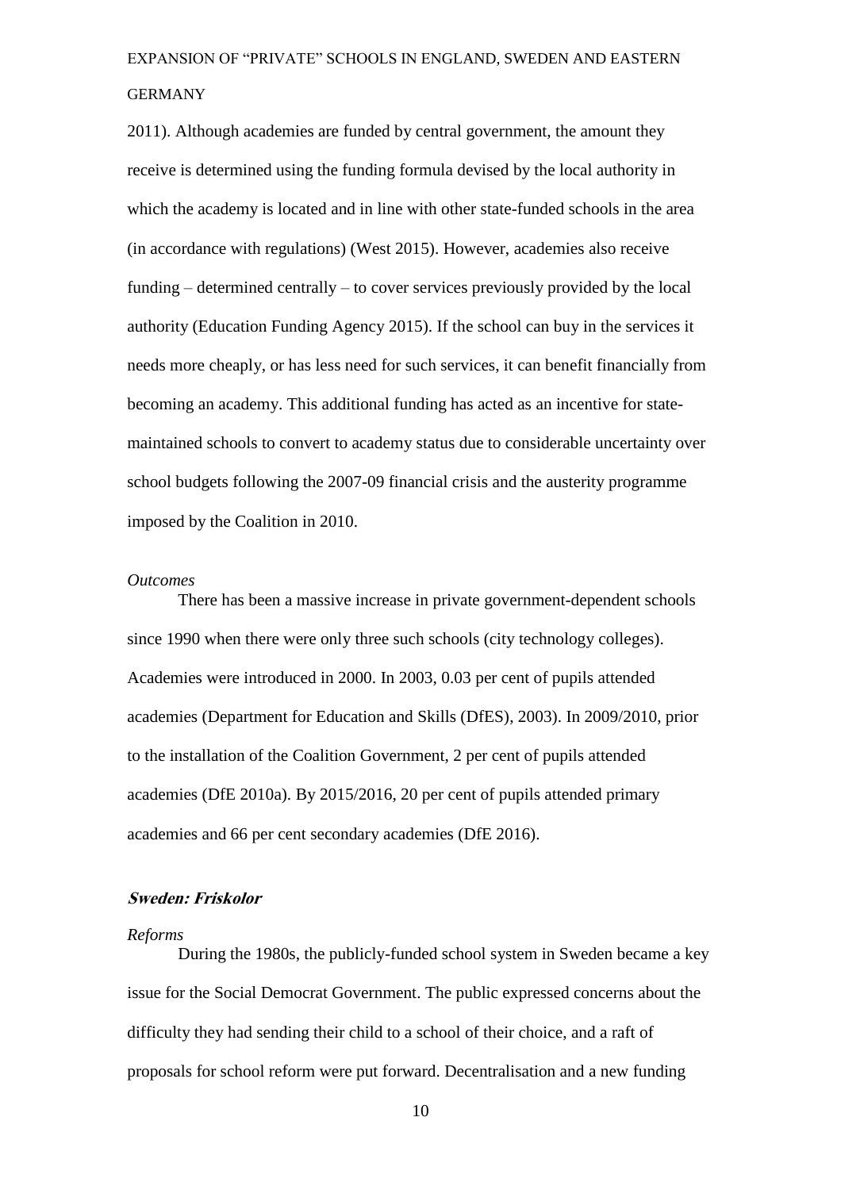2011). Although academies are funded by central government, the amount they receive is determined using the funding formula devised by the local authority in which the academy is located and in line with other state-funded schools in the area (in accordance with regulations) (West 2015). However, academies also receive funding – determined centrally – to cover services previously provided by the local authority (Education Funding Agency 2015). If the school can buy in the services it needs more cheaply, or has less need for such services, it can benefit financially from becoming an academy. This additional funding has acted as an incentive for state-maintained schools to convert to academy status due to considerable uncertainty over school budgets following the 2007-09 financial crisis and the austerity programme imposed by the Coalition in 2010.

*Outcomes*

There has been a massive increase in private government-dependent schools since 1990 when there were only three such schools (city technology colleges). Academies were introduced in 2000. In 2003, 0.03 per cent of pupils attended academies (Department for Education and Skills (DfES), 2003). In 2009/2010, prior to the installation of the Coalition Government, 2 per cent of pupils attended academies (DfE 2010a). By 2015/2016, 20 per cent of pupils attended primary academies and 66 per cent secondary academies (DfE 2016).

### *Sweden: Friskolor*

*Reforms*

During the 1980s, the publicly-funded school system in Sweden became a key issue for the Social Democrat Government. The public expressed concerns about the difficulty they had sending their child to a school of their choice, and a raft of proposals for school reform were put forward. Decentralisation and a new funding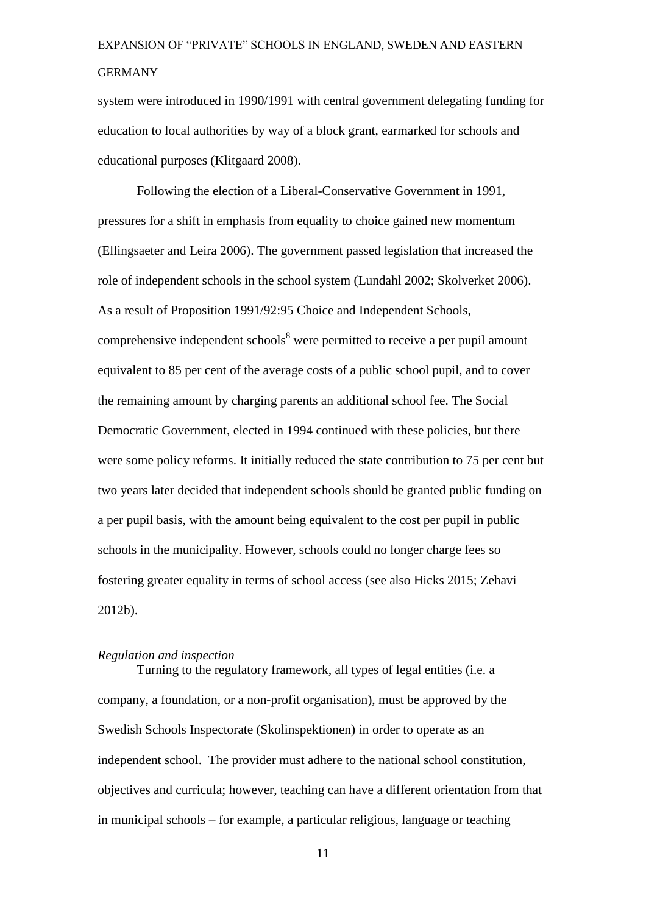system were introduced in 1990/1991 with central government delegating funding for education to local authorities by way of a block grant, earmarked for schools and educational purposes (Klitgaard 2008).

Following the election of a Liberal-Conservative Government in 1991, pressures for a shift in emphasis from equality to choice gained new momentum (Ellingsaeter and Leira 2006). The government passed legislation that increased the role of independent schools in the school system (Lundahl 2002; Skolverket 2006). As a result of Proposition 1991/92:95 Choice and Independent Schools, comprehensive independent schools[8] were permitted to receive a per pupil amount equivalent to 85 per cent of the average costs of a public school pupil, and to cover the remaining amount by charging parents an additional school fee. The Social Democratic Government, elected in 1994 continued with these policies, but there were some policy reforms. It initially reduced the state contribution to 75 per cent but two years later decided that independent schools should be granted public funding on a per pupil basis, with the amount being equivalent to the cost per pupil in public schools in the municipality. However, schools could no longer charge fees so fostering greater equality in terms of school access (see also Hicks 2015; Zehavi 2012b).

*Regulation and inspection*

Turning to the regulatory framework, all types of legal entities (i.e. a company, a foundation, or a non-profit organisation), must be approved by the Swedish Schools Inspectorate (Skolinspektionen) in order to operate as an independent school. The provider must adhere to the national school constitution, objectives and curricula; however, teaching can have a different orientation from that in municipal schools – for example, a particular religious, language or teaching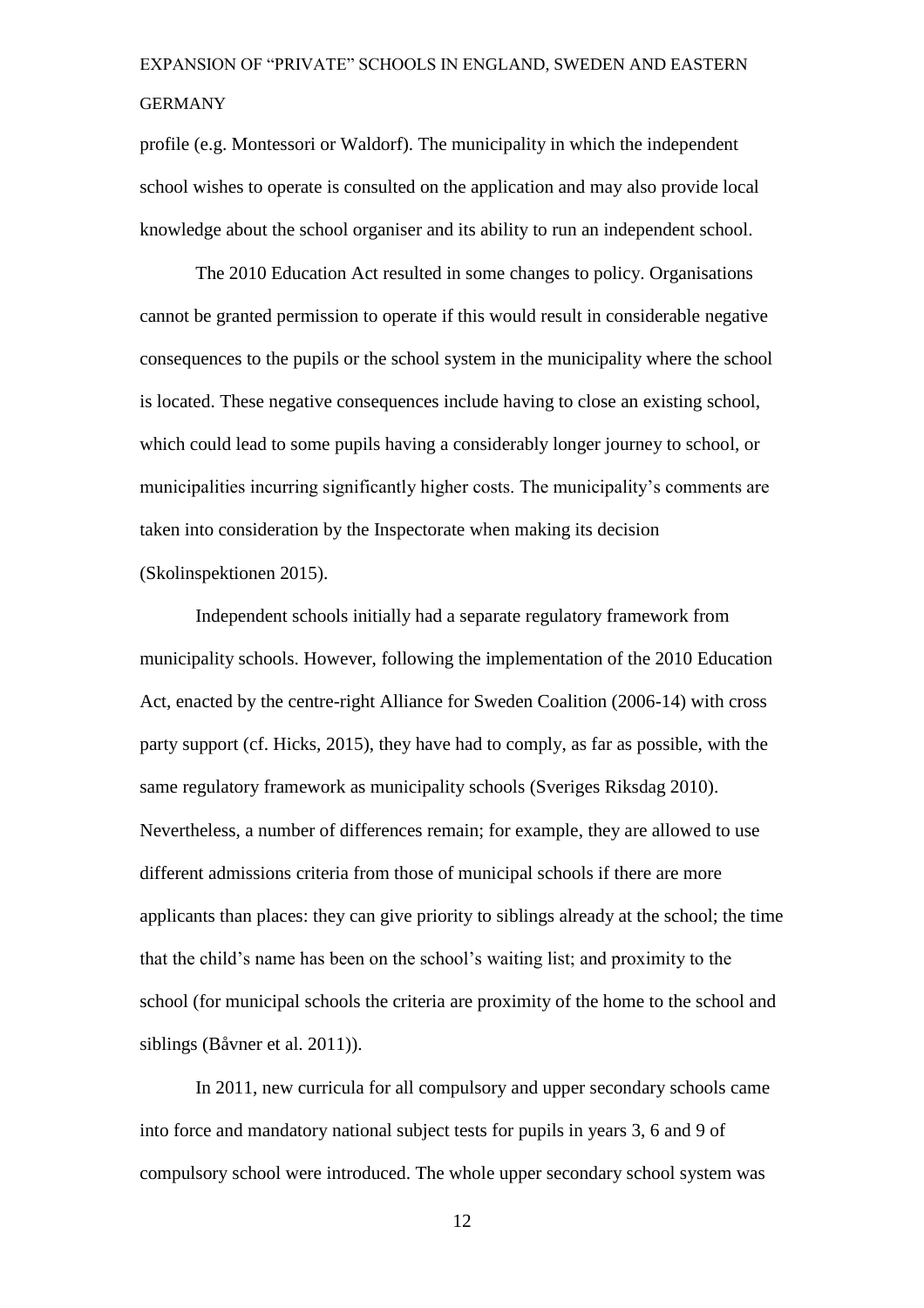profile (e.g. Montessori or Waldorf). The municipality in which the independent school wishes to operate is consulted on the application and may also provide local knowledge about the school organiser and its ability to run an independent school.

The 2010 Education Act resulted in some changes to policy. Organisations cannot be granted permission to operate if this would result in considerable negative consequences to the pupils or the school system in the municipality where the school is located. These negative consequences include having to close an existing school, which could lead to some pupils having a considerably longer journey to school, or municipalities incurring significantly higher costs. The municipality's comments are taken into consideration by the Inspectorate when making its decision (Skolinspektionen 2015).

Independent schools initially had a separate regulatory framework from municipality schools. However, following the implementation of the 2010 Education Act, enacted by the centre-right Alliance for Sweden Coalition (2006-14) with cross party support (cf. Hicks, 2015), they have had to comply, as far as possible, with the same regulatory framework as municipality schools (Sveriges Riksdag 2010). Nevertheless, a number of differences remain; for example, they are allowed to use different admissions criteria from those of municipal schools if there are more applicants than places: they can give priority to siblings already at the school; the time that the child's name has been on the school's waiting list; and proximity to the school (for municipal schools the criteria are proximity of the home to the school and siblings (Båvner et al. 2011)).

In 2011, new curricula for all compulsory and upper secondary schools came into force and mandatory national subject tests for pupils in years 3, 6 and 9 of compulsory school were introduced. The whole upper secondary school system was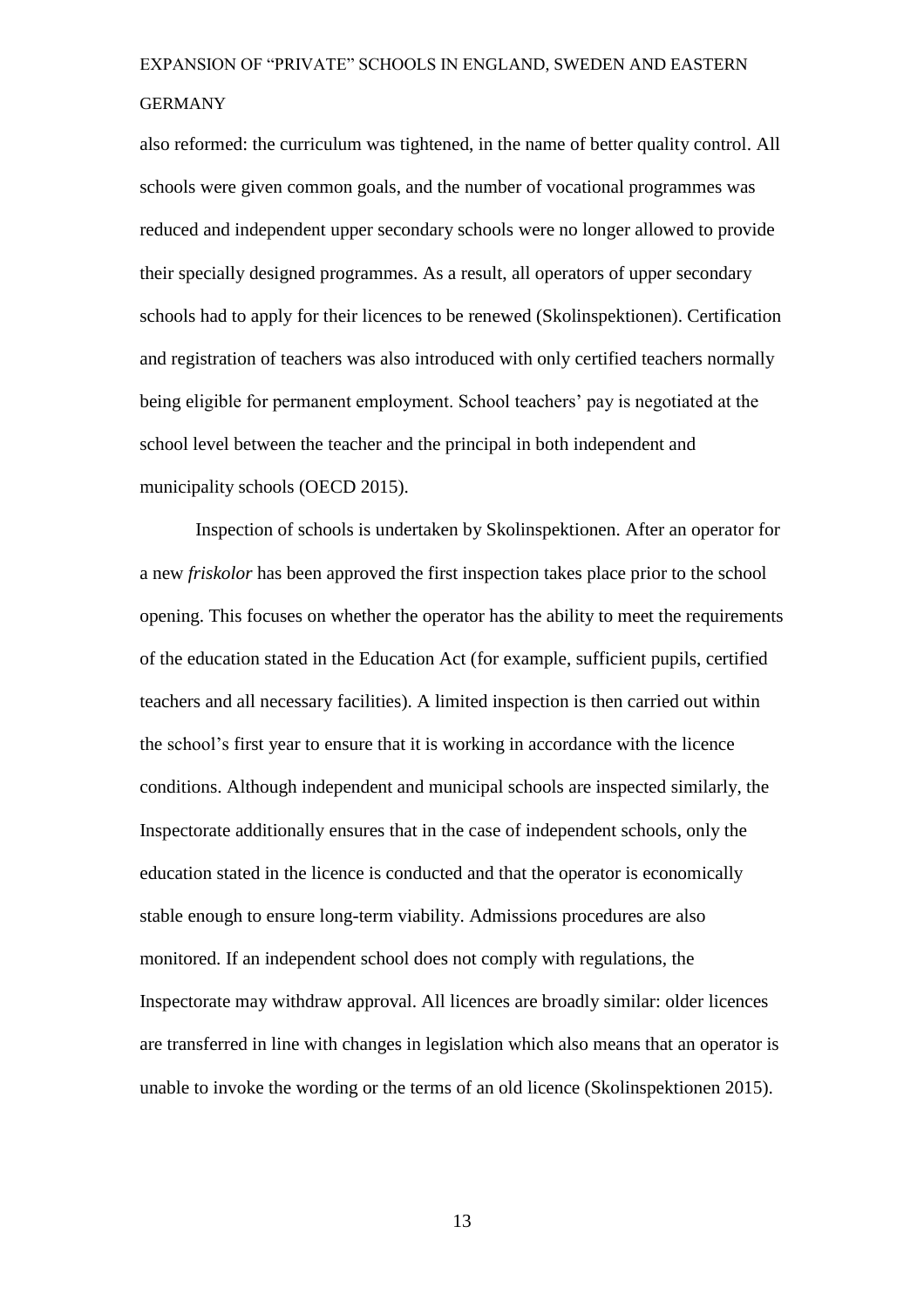also reformed: the curriculum was tightened, in the name of better quality control. All schools were given common goals, and the number of vocational programmes was reduced and independent upper secondary schools were no longer allowed to provide their specially designed programmes. As a result, all operators of upper secondary schools had to apply for their licences to be renewed (Skolinspektionen). Certification and registration of teachers was also introduced with only certified teachers normally being eligible for permanent employment. School teachers' pay is negotiated at the school level between the teacher and the principal in both independent and municipality schools (OECD 2015).

Inspection of schools is undertaken by Skolinspektionen. After an operator for a new *friskolor* has been approved the first inspection takes place prior to the school opening. This focuses on whether the operator has the ability to meet the requirements of the education stated in the Education Act (for example, sufficient pupils, certified teachers and all necessary facilities). A limited inspection is then carried out within the school's first year to ensure that it is working in accordance with the licence conditions. Although independent and municipal schools are inspected similarly, the Inspectorate additionally ensures that in the case of independent schools, only the education stated in the licence is conducted and that the operator is economically stable enough to ensure long-term viability. Admissions procedures are also monitored. If an independent school does not comply with regulations, the Inspectorate may withdraw approval. All licences are broadly similar: older licences are transferred in line with changes in legislation which also means that an operator is unable to invoke the wording or the terms of an old licence (Skolinspektionen 2015).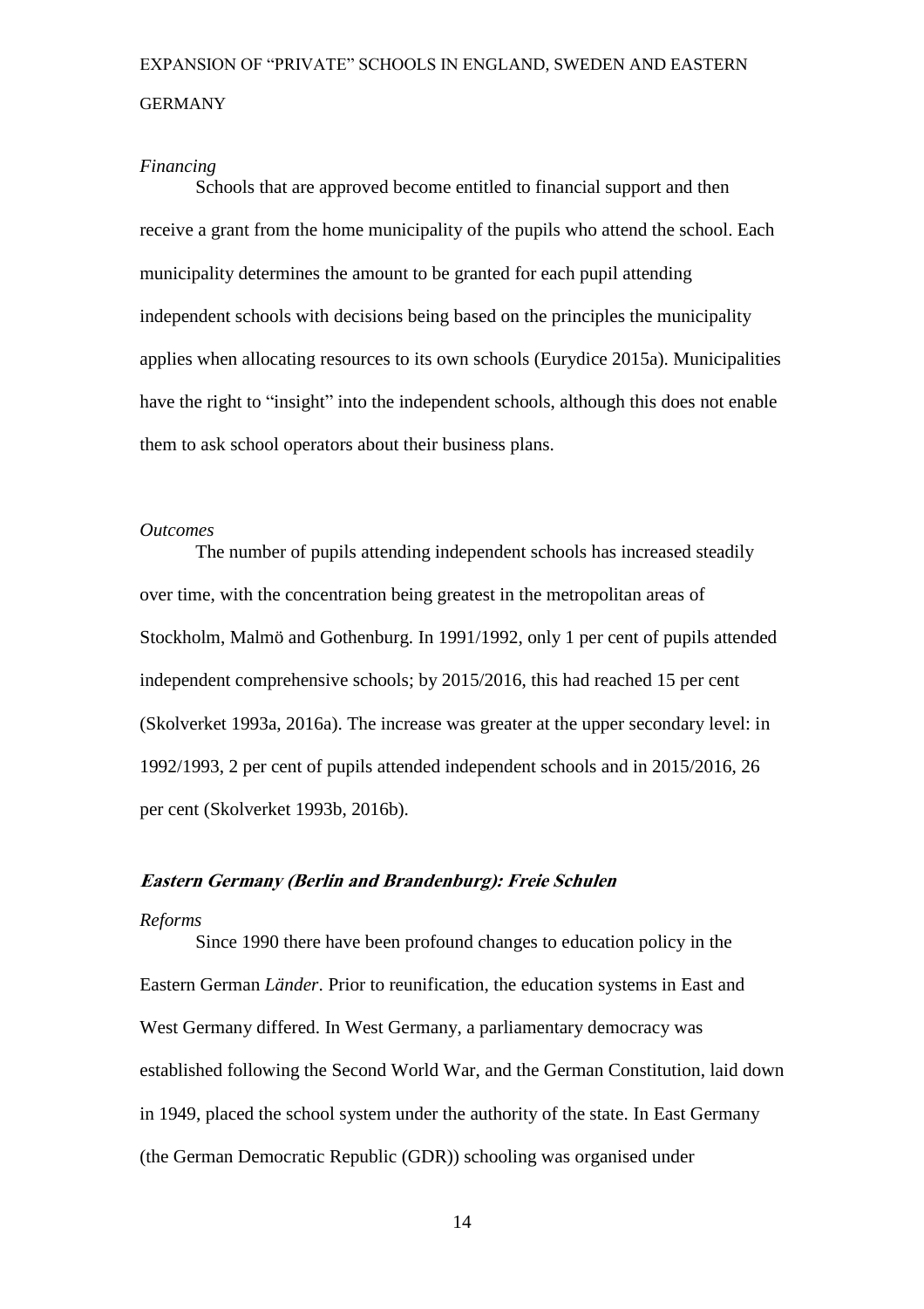*Financing*

Schools that are approved become entitled to financial support and then receive a grant from the home municipality of the pupils who attend the school. Each municipality determines the amount to be granted for each pupil attending independent schools with decisions being based on the principles the municipality applies when allocating resources to its own schools (Eurydice 2015a). Municipalities have the right to "insight" into the independent schools, although this does not enable them to ask school operators about their business plans.

*Outcomes*

The number of pupils attending independent schools has increased steadily over time, with the concentration being greatest in the metropolitan areas of Stockholm, Malmö and Gothenburg. In 1991/1992, only 1 per cent of pupils attended independent comprehensive schools; by 2015/2016, this had reached 15 per cent (Skolverket 1993a, 2016a). The increase was greater at the upper secondary level: in 1992/1993, 2 per cent of pupils attended independent schools and in 2015/2016, 26 per cent (Skolverket 1993b, 2016b).

### ***Eastern Germany (Berlin and Brandenburg): Freie Schulen***

*Reforms*

Since 1990 there have been profound changes to education policy in the Eastern German *Länder*. Prior to reunification, the education systems in East and West Germany differed. In West Germany, a parliamentary democracy was established following the Second World War, and the German Constitution, laid down in 1949, placed the school system under the authority of the state. In East Germany (the German Democratic Republic (GDR)) schooling was organised under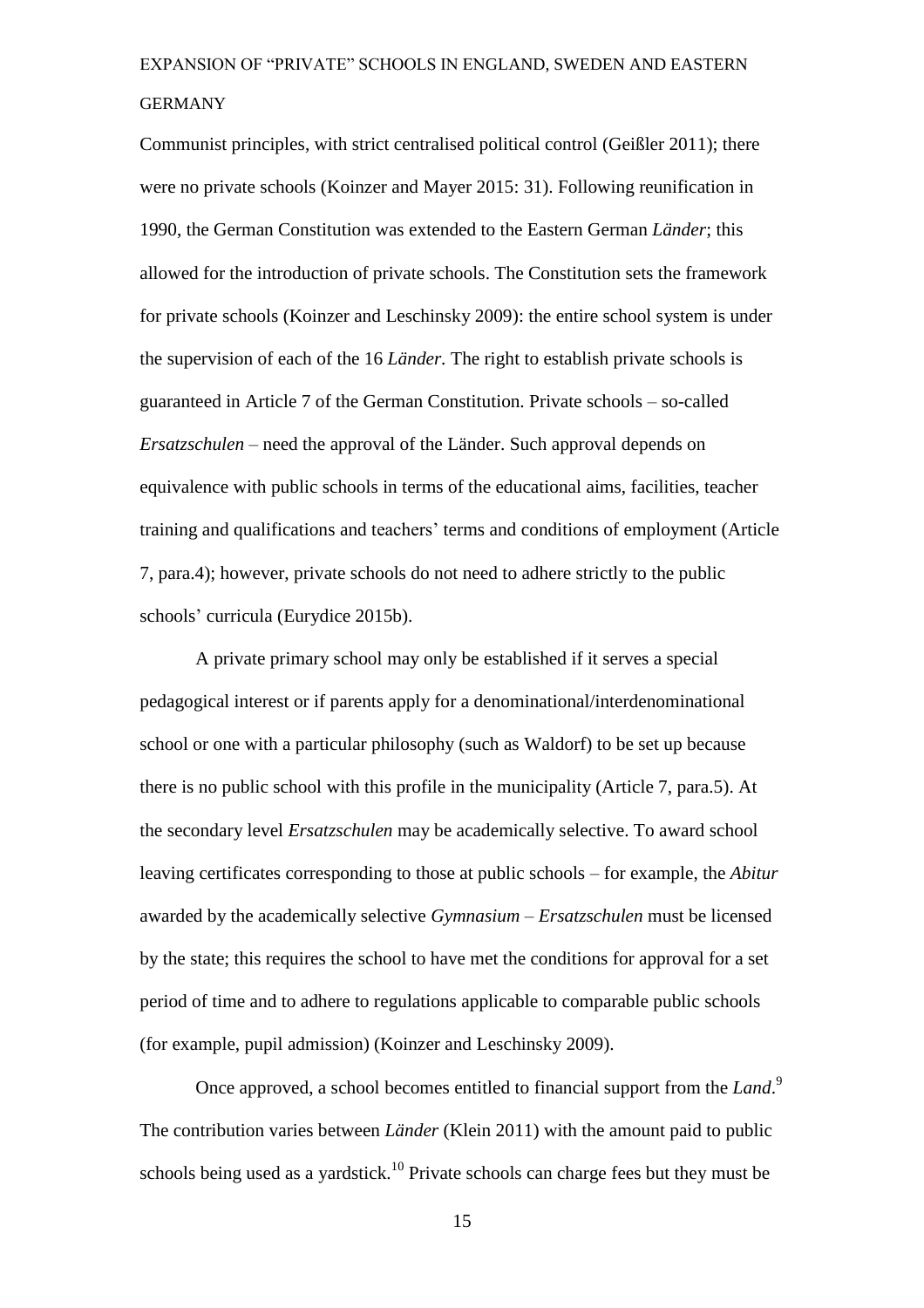Communist principles, with strict centralised political control (Geißler 2011); there were no private schools (Koinzer and Mayer 2015: 31). Following reunification in 1990, the German Constitution was extended to the Eastern German *Länder*; this allowed for the introduction of private schools. The Constitution sets the framework for private schools (Koinzer and Leschinsky 2009): the entire school system is under the supervision of each of the 16 *Länder.* The right to establish private schools is guaranteed in Article 7 of the German Constitution. Private schools – so-called *Ersatzschulen* – need the approval of the Länder. Such approval depends on equivalence with public schools in terms of the educational aims, facilities, teacher training and qualifications and teachers' terms and conditions of employment (Article 7, para.4); however, private schools do not need to adhere strictly to the public schools' curricula (Eurydice 2015b).

A private primary school may only be established if it serves a special pedagogical interest or if parents apply for a denominational/interdenominational school or one with a particular philosophy (such as Waldorf) to be set up because there is no public school with this profile in the municipality (Article 7, para.5). At the secondary level *Ersatzschulen* may be academically selective. To award school leaving certificates corresponding to those at public schools – for example, the *Abitur* awarded by the academically selective *Gymnasium* – *Ersatzschulen* must be licensed by the state; this requires the school to have met the conditions for approval for a set period of time and to adhere to regulations applicable to comparable public schools (for example, pupil admission) (Koinzer and Leschinsky 2009).

Once approved, a school becomes entitled to financial support from the *Land*.[9] The contribution varies between *Länder* (Klein 2011) with the amount paid to public schools being used as a yardstick.[10] Private schools can charge fees but they must be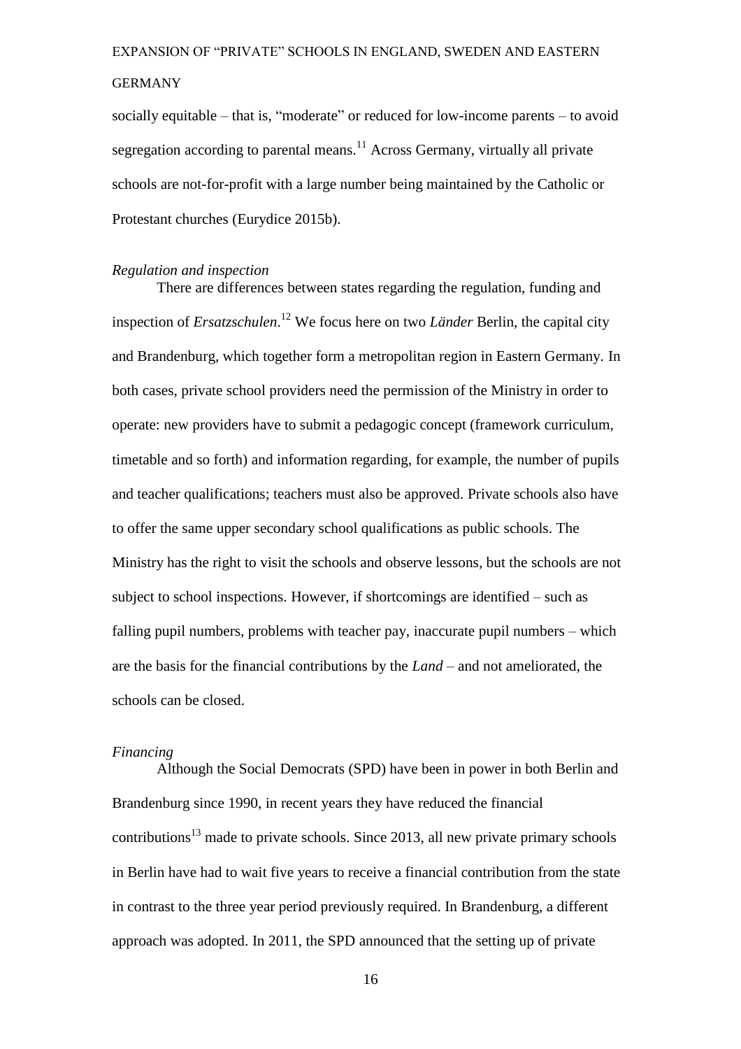socially equitable – that is, "moderate" or reduced for low-income parents – to avoid segregation according to parental means.[11] Across Germany, virtually all private schools are not-for-profit with a large number being maintained by the Catholic or Protestant churches (Eurydice 2015b).

*Regulation and inspection*

There are differences between states regarding the regulation, funding and inspection of *Ersatzschulen*.[12] We focus here on two *Länder* Berlin, the capital city and Brandenburg, which together form a metropolitan region in Eastern Germany. In both cases, private school providers need the permission of the Ministry in order to operate: new providers have to submit a pedagogic concept (framework curriculum, timetable and so forth) and information regarding, for example, the number of pupils and teacher qualifications; teachers must also be approved. Private schools also have to offer the same upper secondary school qualifications as public schools. The Ministry has the right to visit the schools and observe lessons, but the schools are not subject to school inspections. However, if shortcomings are identified – such as falling pupil numbers, problems with teacher pay, inaccurate pupil numbers – which are the basis for the financial contributions by the *Land* – and not ameliorated, the schools can be closed.

*Financing*

Although the Social Democrats (SPD) have been in power in both Berlin and Brandenburg since 1990, in recent years they have reduced the financial contributions[13] made to private schools. Since 2013, all new private primary schools in Berlin have had to wait five years to receive a financial contribution from the state in contrast to the three year period previously required. In Brandenburg, a different approach was adopted. In 2011, the SPD announced that the setting up of private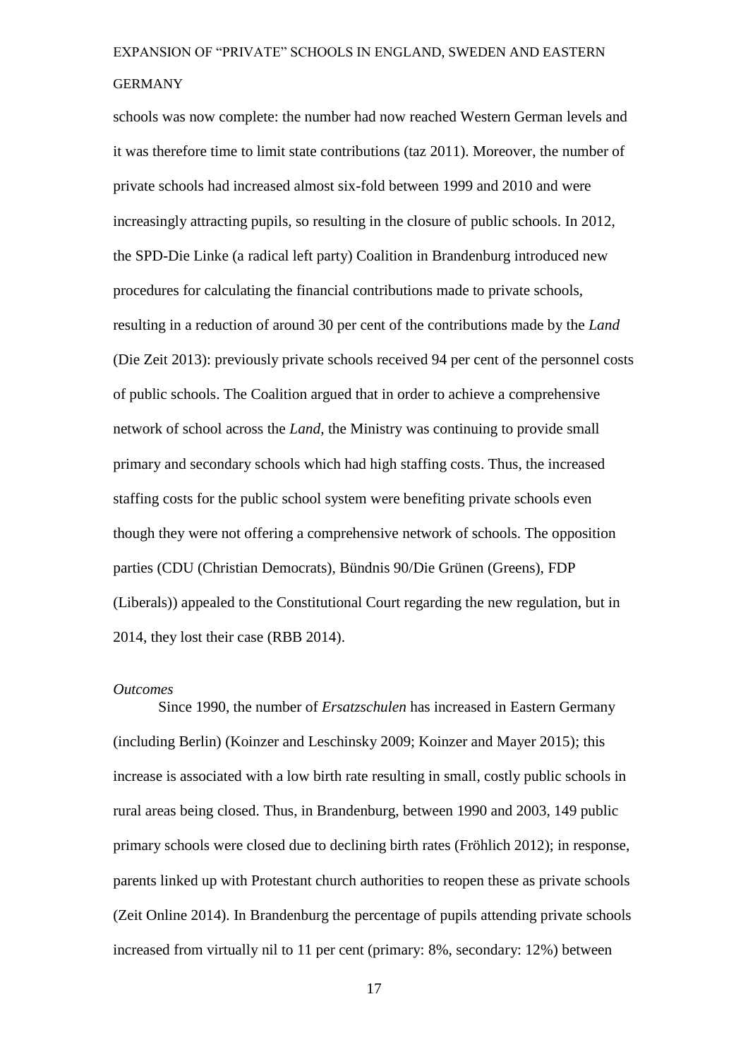schools was now complete: the number had now reached Western German levels and it was therefore time to limit state contributions (taz 2011). Moreover, the number of private schools had increased almost six-fold between 1999 and 2010 and were increasingly attracting pupils, so resulting in the closure of public schools. In 2012, the SPD-Die Linke (a radical left party) Coalition in Brandenburg introduced new procedures for calculating the financial contributions made to private schools, resulting in a reduction of around 30 per cent of the contributions made by the *Land* (Die Zeit 2013): previously private schools received 94 per cent of the personnel costs of public schools. The Coalition argued that in order to achieve a comprehensive network of school across the *Land*, the Ministry was continuing to provide small primary and secondary schools which had high staffing costs. Thus, the increased staffing costs for the public school system were benefiting private schools even though they were not offering a comprehensive network of schools. The opposition parties (CDU (Christian Democrats), Bündnis 90/Die Grünen (Greens), FDP (Liberals)) appealed to the Constitutional Court regarding the new regulation, but in 2014, they lost their case (RBB 2014).

*Outcomes*

Since 1990, the number of *Ersatzschulen* has increased in Eastern Germany (including Berlin) (Koinzer and Leschinsky 2009; Koinzer and Mayer 2015); this increase is associated with a low birth rate resulting in small, costly public schools in rural areas being closed. Thus, in Brandenburg, between 1990 and 2003, 149 public primary schools were closed due to declining birth rates (Fröhlich 2012); in response, parents linked up with Protestant church authorities to reopen these as private schools (Zeit Online 2014). In Brandenburg the percentage of pupils attending private schools increased from virtually nil to 11 per cent (primary: 8%, secondary: 12%) between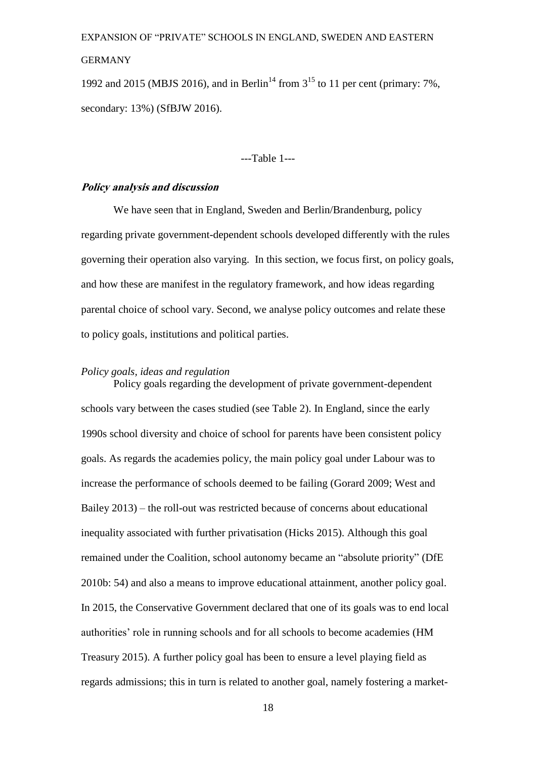1992 and 2015 (MBJS 2016), and in Berlin[14] from 3[15] to 11 per cent (primary: 7%, secondary: 13%) (SfBJW 2016).

---Table 1---

## *Policy analysis and discussion*

We have seen that in England, Sweden and Berlin/Brandenburg, policy regarding private government-dependent schools developed differently with the rules governing their operation also varying. In this section, we focus first, on policy goals, and how these are manifest in the regulatory framework, and how ideas regarding parental choice of school vary. Second, we analyse policy outcomes and relate these to policy goals, institutions and political parties.

### *Policy goals, ideas and regulation*

Policy goals regarding the development of private government-dependent schools vary between the cases studied (see Table 2). In England, since the early 1990s school diversity and choice of school for parents have been consistent policy goals. As regards the academies policy, the main policy goal under Labour was to increase the performance of schools deemed to be failing (Gorard 2009; West and Bailey 2013) – the roll-out was restricted because of concerns about educational inequality associated with further privatisation (Hicks 2015). Although this goal remained under the Coalition, school autonomy became an "absolute priority" (DfE 2010b: 54) and also a means to improve educational attainment, another policy goal. In 2015, the Conservative Government declared that one of its goals was to end local authorities' role in running schools and for all schools to become academies (HM Treasury 2015). A further policy goal has been to ensure a level playing field as regards admissions; this in turn is related to another goal, namely fostering a market-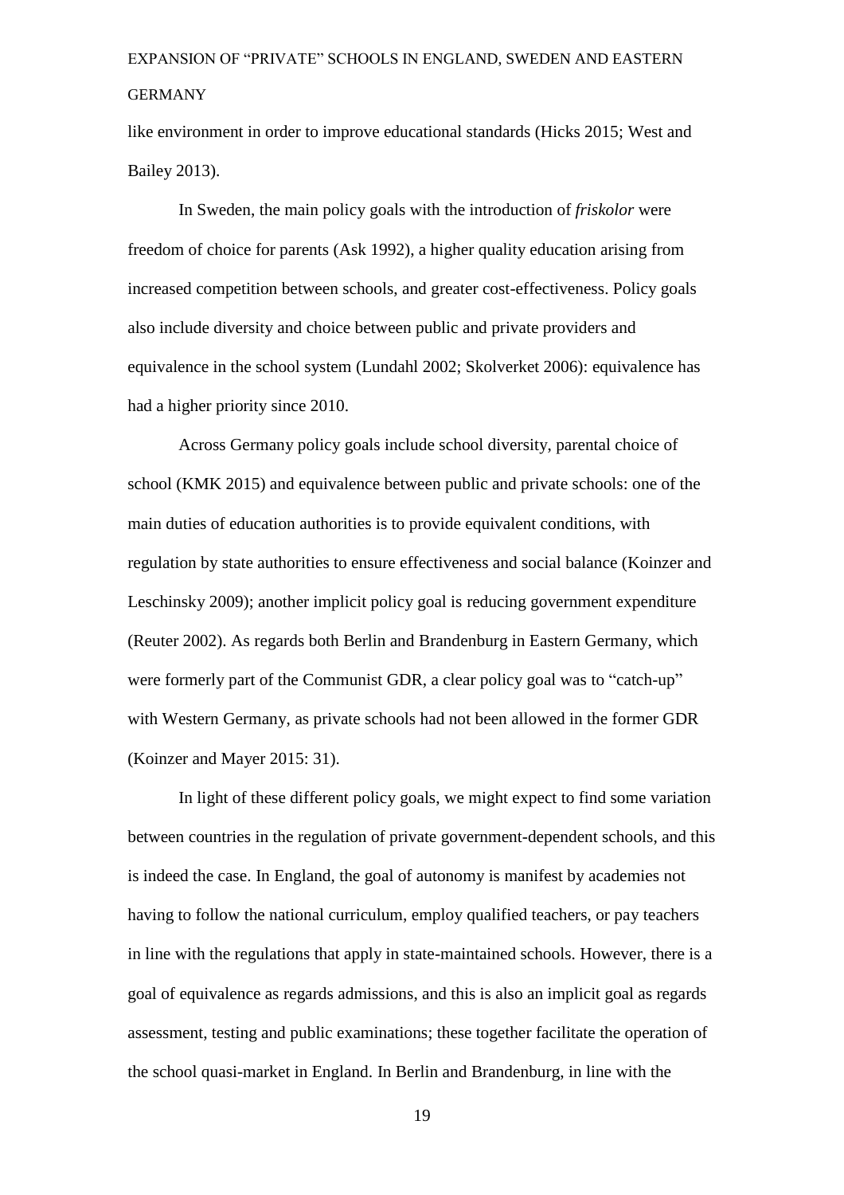like environment in order to improve educational standards (Hicks 2015; West and Bailey 2013).

In Sweden, the main policy goals with the introduction of *friskolor* were freedom of choice for parents (Ask 1992), a higher quality education arising from increased competition between schools, and greater cost-effectiveness. Policy goals also include diversity and choice between public and private providers and equivalence in the school system (Lundahl 2002; Skolverket 2006): equivalence has had a higher priority since 2010.

Across Germany policy goals include school diversity, parental choice of school (KMK 2015) and equivalence between public and private schools: one of the main duties of education authorities is to provide equivalent conditions, with regulation by state authorities to ensure effectiveness and social balance (Koinzer and Leschinsky 2009); another implicit policy goal is reducing government expenditure (Reuter 2002). As regards both Berlin and Brandenburg in Eastern Germany, which were formerly part of the Communist GDR, a clear policy goal was to "catch-up" with Western Germany, as private schools had not been allowed in the former GDR (Koinzer and Mayer 2015: 31).

In light of these different policy goals, we might expect to find some variation between countries in the regulation of private government-dependent schools, and this is indeed the case. In England, the goal of autonomy is manifest by academies not having to follow the national curriculum, employ qualified teachers, or pay teachers in line with the regulations that apply in state-maintained schools. However, there is a goal of equivalence as regards admissions, and this is also an implicit goal as regards assessment, testing and public examinations; these together facilitate the operation of the school quasi-market in England. In Berlin and Brandenburg, in line with the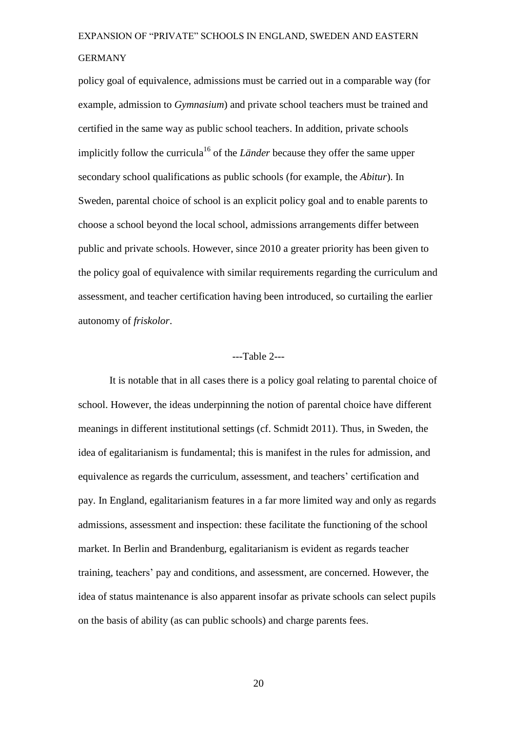policy goal of equivalence, admissions must be carried out in a comparable way (for example, admission to *Gymnasium*) and private school teachers must be trained and certified in the same way as public school teachers. In addition, private schools implicitly follow the curricula[16] of the *Länder* because they offer the same upper secondary school qualifications as public schools (for example, the *Abitur*). In Sweden, parental choice of school is an explicit policy goal and to enable parents to choose a school beyond the local school, admissions arrangements differ between public and private schools. However, since 2010 a greater priority has been given to the policy goal of equivalence with similar requirements regarding the curriculum and assessment, and teacher certification having been introduced, so curtailing the earlier autonomy of *friskolor*.

---Table 2---

It is notable that in all cases there is a policy goal relating to parental choice of school. However, the ideas underpinning the notion of parental choice have different meanings in different institutional settings (cf. Schmidt 2011). Thus, in Sweden, the idea of egalitarianism is fundamental; this is manifest in the rules for admission, and equivalence as regards the curriculum, assessment, and teachers' certification and pay. In England, egalitarianism features in a far more limited way and only as regards admissions, assessment and inspection: these facilitate the functioning of the school market. In Berlin and Brandenburg, egalitarianism is evident as regards teacher training, teachers' pay and conditions, and assessment, are concerned. However, the idea of status maintenance is also apparent insofar as private schools can select pupils on the basis of ability (as can public schools) and charge parents fees.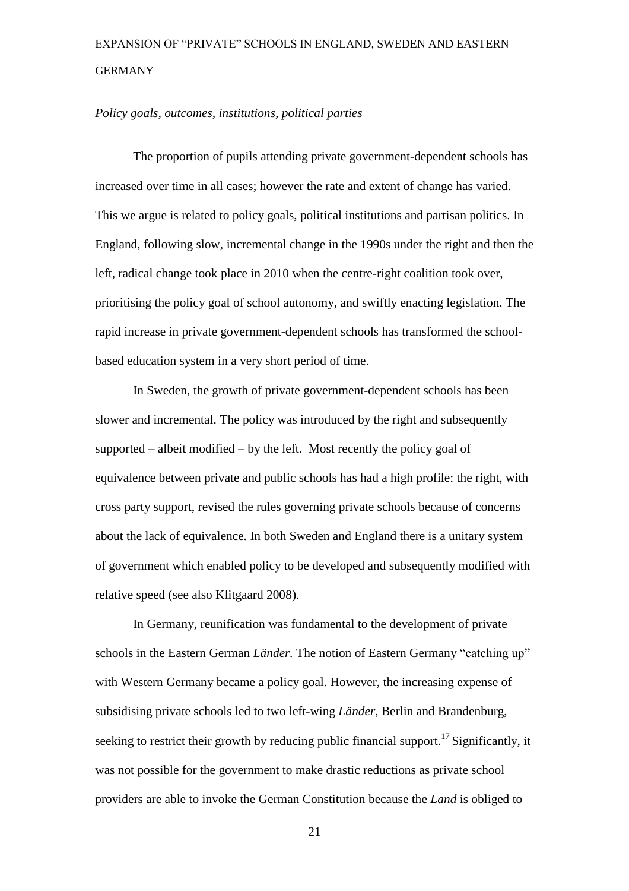*Policy goals, outcomes, institutions, political parties*

The proportion of pupils attending private government-dependent schools has increased over time in all cases; however the rate and extent of change has varied. This we argue is related to policy goals, political institutions and partisan politics. In England, following slow, incremental change in the 1990s under the right and then the left, radical change took place in 2010 when the centre-right coalition took over, prioritising the policy goal of school autonomy, and swiftly enacting legislation. The rapid increase in private government-dependent schools has transformed the school-based education system in a very short period of time.

In Sweden, the growth of private government-dependent schools has been slower and incremental. The policy was introduced by the right and subsequently supported – albeit modified – by the left. Most recently the policy goal of equivalence between private and public schools has had a high profile: the right, with cross party support, revised the rules governing private schools because of concerns about the lack of equivalence. In both Sweden and England there is a unitary system of government which enabled policy to be developed and subsequently modified with relative speed (see also Klitgaard 2008).

In Germany, reunification was fundamental to the development of private schools in the Eastern German *Länder*. The notion of Eastern Germany "catching up" with Western Germany became a policy goal. However, the increasing expense of subsidising private schools led to two left-wing *Länder*, Berlin and Brandenburg, seeking to restrict their growth by reducing public financial support.[17] Significantly, it was not possible for the government to make drastic reductions as private school providers are able to invoke the German Constitution because the *Land* is obliged to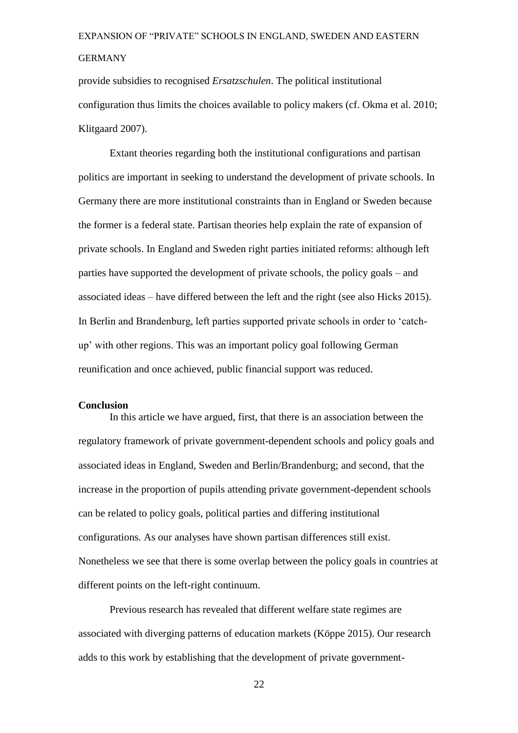provide subsidies to recognised *Ersatzschulen*. The political institutional configuration thus limits the choices available to policy makers (cf. Okma et al. 2010; Klitgaard 2007).

Extant theories regarding both the institutional configurations and partisan politics are important in seeking to understand the development of private schools. In Germany there are more institutional constraints than in England or Sweden because the former is a federal state. Partisan theories help explain the rate of expansion of private schools. In England and Sweden right parties initiated reforms: although left parties have supported the development of private schools, the policy goals – and associated ideas – have differed between the left and the right (see also Hicks 2015). In Berlin and Brandenburg, left parties supported private schools in order to 'catch-up' with other regions. This was an important policy goal following German reunification and once achieved, public financial support was reduced.

## Conclusion

In this article we have argued, first, that there is an association between the regulatory framework of private government-dependent schools and policy goals and associated ideas in England, Sweden and Berlin/Brandenburg; and second, that the increase in the proportion of pupils attending private government-dependent schools can be related to policy goals, political parties and differing institutional configurations. As our analyses have shown partisan differences still exist. Nonetheless we see that there is some overlap between the policy goals in countries at different points on the left-right continuum.

Previous research has revealed that different welfare state regimes are associated with diverging patterns of education markets (Köppe 2015). Our research adds to this work by establishing that the development of private government-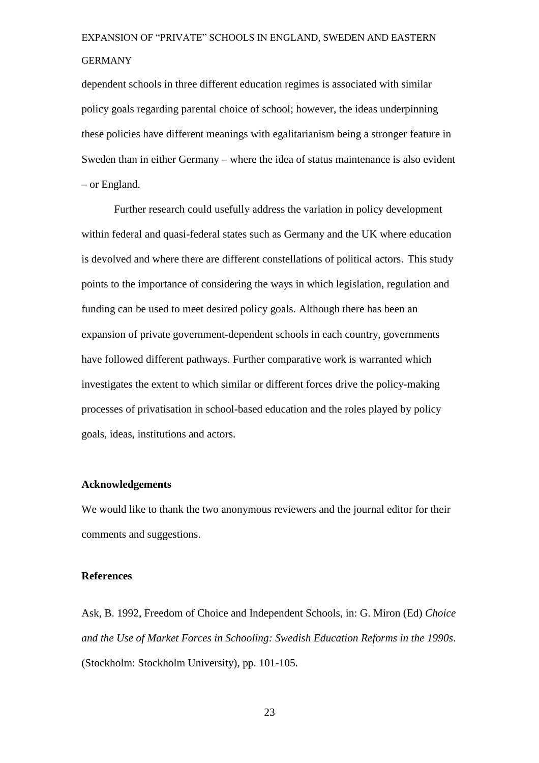dependent schools in three different education regimes is associated with similar policy goals regarding parental choice of school; however, the ideas underpinning these policies have different meanings with egalitarianism being a stronger feature in Sweden than in either Germany – where the idea of status maintenance is also evident – or England.

Further research could usefully address the variation in policy development within federal and quasi-federal states such as Germany and the UK where education is devolved and where there are different constellations of political actors. This study points to the importance of considering the ways in which legislation, regulation and funding can be used to meet desired policy goals. Although there has been an expansion of private government-dependent schools in each country, governments have followed different pathways. Further comparative work is warranted which investigates the extent to which similar or different forces drive the policy-making processes of privatisation in school-based education and the roles played by policy goals, ideas, institutions and actors.

## Acknowledgements

We would like to thank the two anonymous reviewers and the journal editor for their comments and suggestions.

## References

Ask, B. 1992, Freedom of Choice and Independent Schools, in: G. Miron (Ed) *Choice and the Use of Market Forces in Schooling: Swedish Education Reforms in the 1990s*. (Stockholm: Stockholm University), pp. 101-105.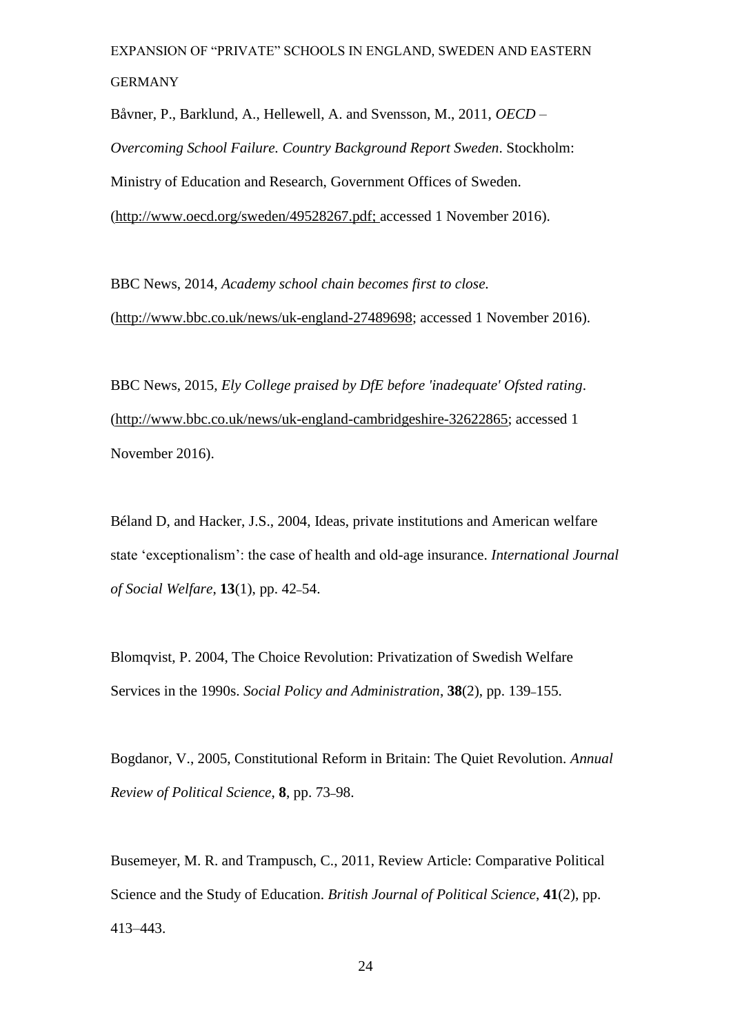Båvner, P., Barklund, A., Hellewell, A. and Svensson, M., 2011, *OECD – Overcoming School Failure. Country Background Report Sweden*. Stockholm: Ministry of Education and Research, Government Offices of Sweden. (http://www.oecd.org/sweden/49528267.pdf; accessed 1 November 2016).

BBC News, 2014, *Academy school chain becomes first to close.* (http://www.bbc.co.uk/news/uk-england-27489698; accessed 1 November 2016).

BBC News, 2015, *Ely College praised by DfE before 'inadequate' Ofsted rating*. (http://www.bbc.co.uk/news/uk-england-cambridgeshire-32622865; accessed 1 November 2016).

Béland D, and Hacker, J.S., 2004, Ideas, private institutions and American welfare state 'exceptionalism': the case of health and old-age insurance. *International Journal of Social Welfare*, **13**(1), pp. 42–54.

Blomqvist, P. 2004, The Choice Revolution: Privatization of Swedish Welfare Services in the 1990s. *Social Policy and Administration*, **38**(2), pp. 139–155.

Bogdanor, V., 2005, Constitutional Reform in Britain: The Quiet Revolution. *Annual Review of Political Science*, **8**, pp. 73–98.

Busemeyer, M. R. and Trampusch, C., 2011, Review Article: Comparative Political Science and the Study of Education. *British Journal of Political Science*, **41**(2), pp. 413–443.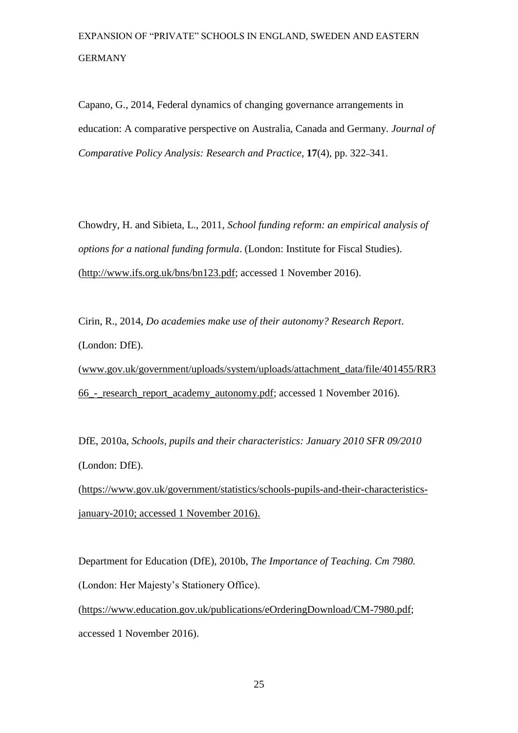Capano, G., 2014, Federal dynamics of changing governance arrangements in education: A comparative perspective on Australia, Canada and Germany. *Journal of Comparative Policy Analysis: Research and Practice*, **17**(4), pp. 322–341.

Chowdry, H. and Sibieta, L., 2011, *School funding reform: an empirical analysis of options for a national funding formula*. (London: Institute for Fiscal Studies). (http://www.ifs.org.uk/bns/bn123.pdf; accessed 1 November 2016).

Cirin, R., 2014, *Do academies make use of their autonomy? Research Report*. (London: DfE). (www.gov.uk/government/uploads/system/uploads/attachment_data/file/401455/RR366_-_research_report_academy_autonomy.pdf; accessed 1 November 2016).

DfE, 2010a, *Schools, pupils and their characteristics: January 2010 SFR 09/2010* (London: DfE). (https://www.gov.uk/government/statistics/schools-pupils-and-their-characteristics-january-2010; accessed 1 November 2016).

Department for Education (DfE), 2010b, *The Importance of Teaching. Cm 7980.* (London: Her Majesty's Stationery Office). (https://www.education.gov.uk/publications/eOrderingDownload/CM-7980.pdf; accessed 1 November 2016).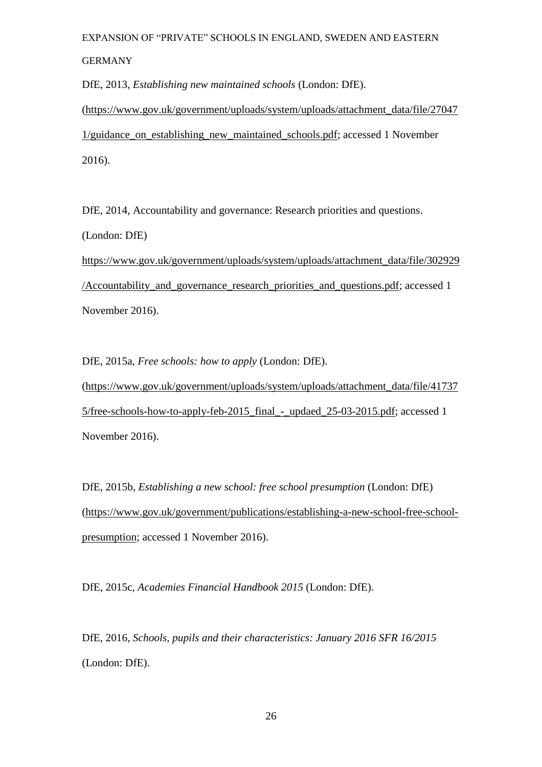DfE, 2013, *Establishing new maintained schools* (London: DfE). (https://www.gov.uk/government/uploads/system/uploads/attachment_data/file/270471/guidance_on_establishing_new_maintained_schools.pdf; accessed 1 November 2016).

DfE, 2014, Accountability and governance: Research priorities and questions. (London: DfE) https://www.gov.uk/government/uploads/system/uploads/attachment_data/file/302929/Accountability_and_governance_research_priorities_and_questions.pdf; accessed 1 November 2016).

DfE, 2015a, *Free schools: how to apply* (London: DfE). (https://www.gov.uk/government/uploads/system/uploads/attachment_data/file/417375/free-schools-how-to-apply-feb-2015_final_-_updaed_25-03-2015.pdf; accessed 1 November 2016).

DfE, 2015b, *Establishing a new school: free school presumption* (London: DfE) (https://www.gov.uk/government/publications/establishing-a-new-school-free-school-presumption; accessed 1 November 2016).

DfE, 2015c, *Academies Financial Handbook 2015* (London: DfE).

DfE, 2016, *Schools, pupils and their characteristics: January 2016 SFR 16/2015* (London: DfE).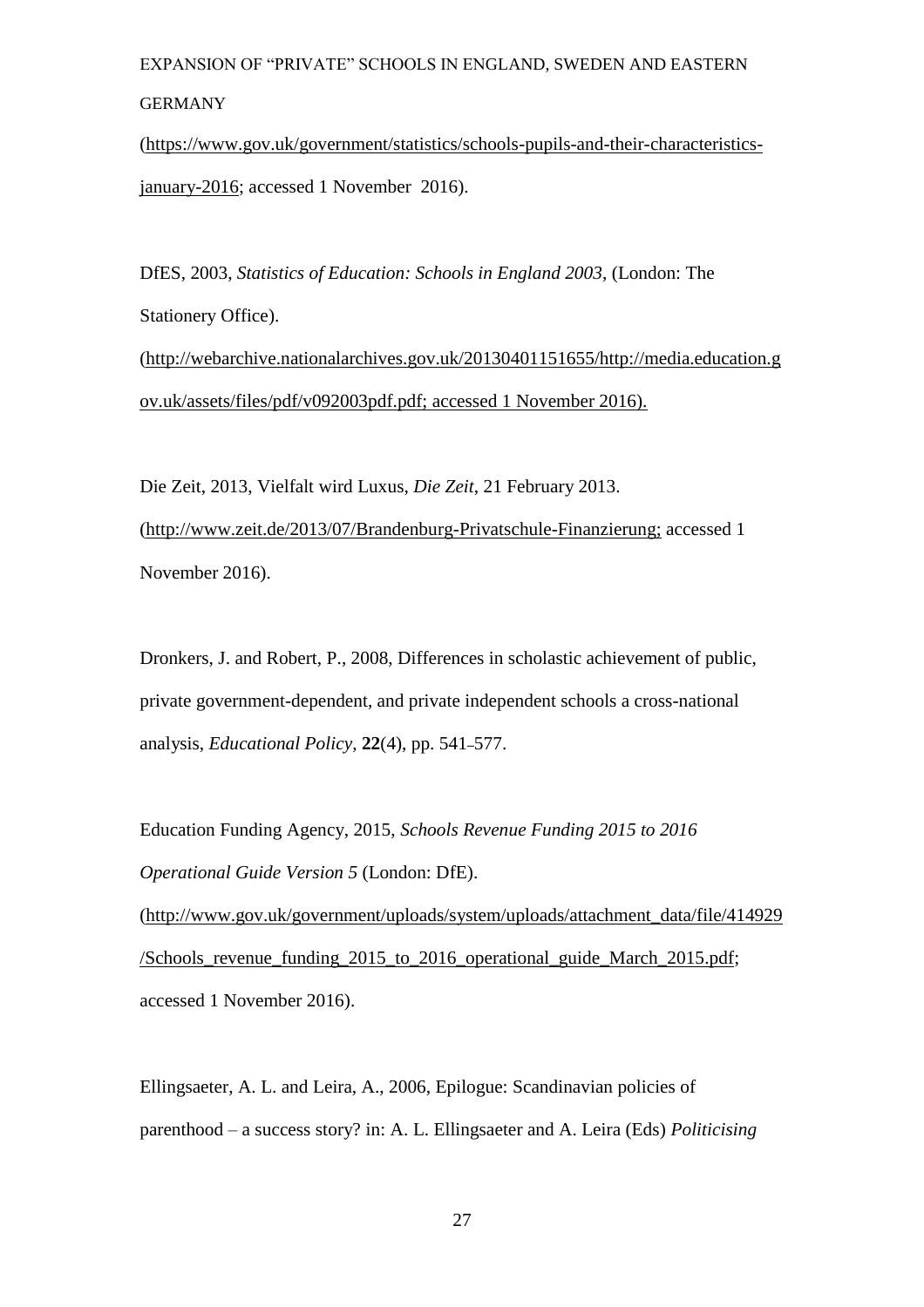(https://www.gov.uk/government/statistics/schools-pupils-and-their-characteristics-january-2016; accessed 1 November 2016).

DfES, 2003, *Statistics of Education: Schools in England 2003*, (London: The Stationery Office). (http://webarchive.nationalarchives.gov.uk/20130401151655/http://media.education.gov.uk/assets/files/pdf/v092003pdf.pdf; accessed 1 November 2016).

Die Zeit, 2013, Vielfalt wird Luxus, *Die Zeit*, 21 February 2013. (http://www.zeit.de/2013/07/Brandenburg-Privatschule-Finanzierung; accessed 1 November 2016).

Dronkers, J. and Robert, P., 2008, Differences in scholastic achievement of public, private government-dependent, and private independent schools a cross-national analysis, *Educational Policy*, **22**(4), pp. 541–577.

Education Funding Agency, 2015, *Schools Revenue Funding 2015 to 2016 Operational Guide Version 5* (London: DfE). (http://www.gov.uk/government/uploads/system/uploads/attachment_data/file/414929/Schools_revenue_funding_2015_to_2016_operational_guide_March_2015.pdf; accessed 1 November 2016).

Ellingsaeter, A. L. and Leira, A., 2006, Epilogue: Scandinavian policies of parenthood – a success story? in: A. L. Ellingsaeter and A. Leira (Eds) *Politicising*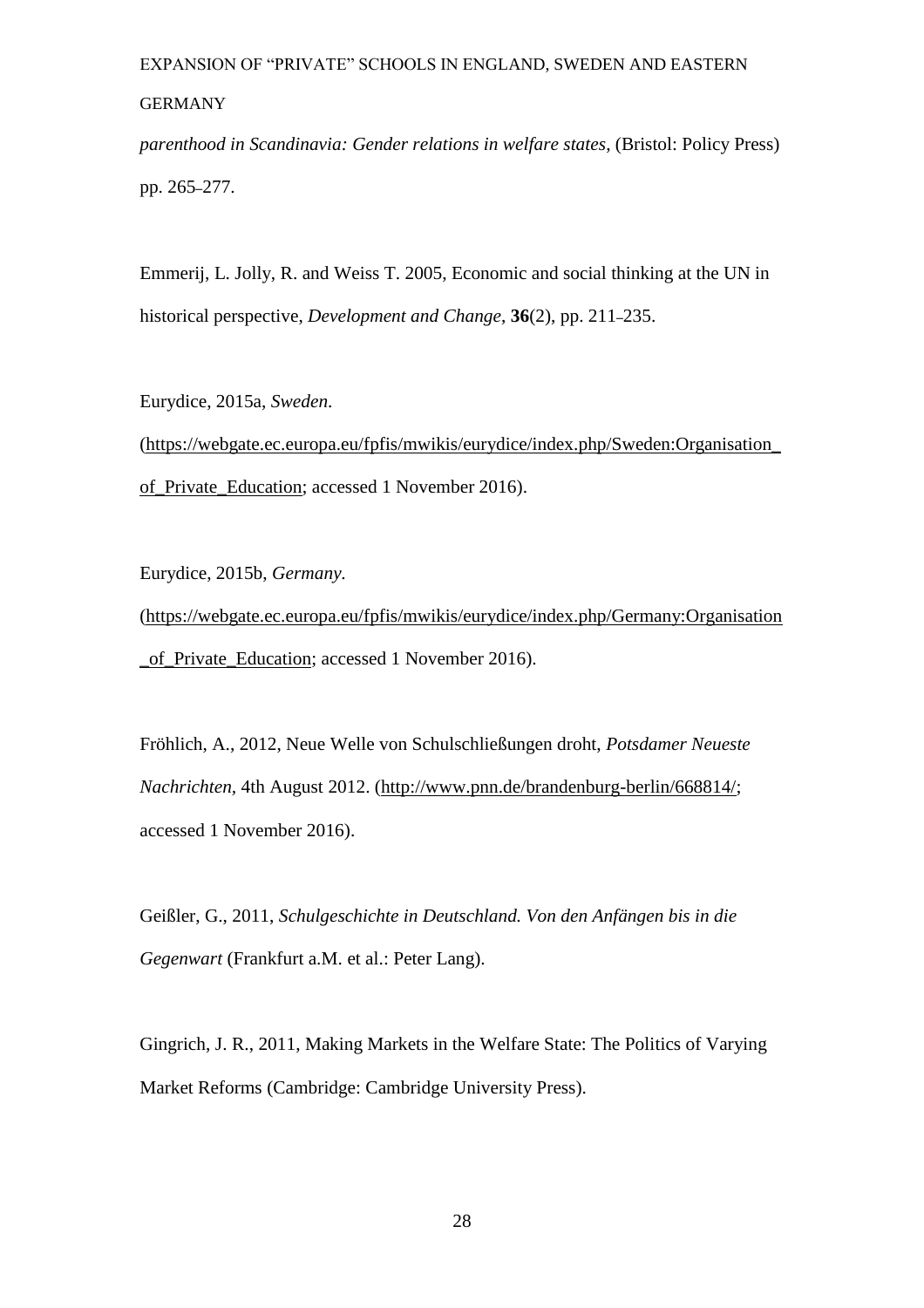*parenthood in Scandinavia: Gender relations in welfare states*, (Bristol: Policy Press) pp. 265–277.

Emmerij, L. Jolly, R. and Weiss T. 2005, Economic and social thinking at the UN in historical perspective, *Development and Change*, **36**(2), pp. 211–235.

Eurydice, 2015a, *Sweden*. (https://webgate.ec.europa.eu/fpfis/mwikis/eurydice/index.php/Sweden:Organisation_of_Private_Education; accessed 1 November 2016).

Eurydice, 2015b, *Germany*. (https://webgate.ec.europa.eu/fpfis/mwikis/eurydice/index.php/Germany:Organisation_of_Private_Education; accessed 1 November 2016).

Fröhlich, A., 2012, Neue Welle von Schulschließungen droht, *Potsdamer Neueste Nachrichten*, 4th August 2012. (http://www.pnn.de/brandenburg-berlin/668814/; accessed 1 November 2016).

Geißler, G., 2011, *Schulgeschichte in Deutschland. Von den Anfängen bis in die Gegenwart* (Frankfurt a.M. et al.: Peter Lang).

Gingrich, J. R., 2011, Making Markets in the Welfare State: The Politics of Varying Market Reforms (Cambridge: Cambridge University Press).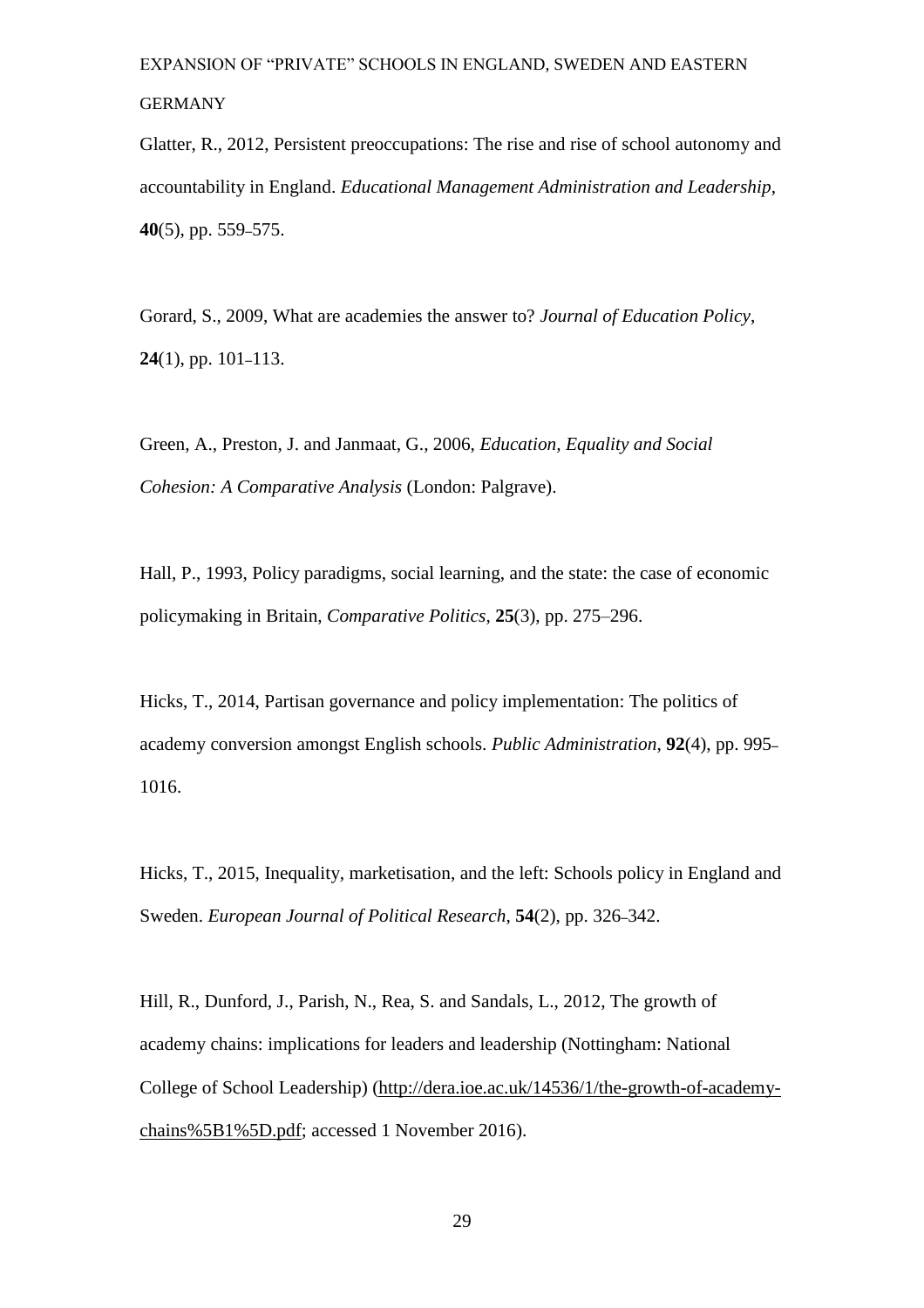Glatter, R., 2012, Persistent preoccupations: The rise and rise of school autonomy and accountability in England. *Educational Management Administration and Leadership*, **40**(5), pp. 559–575.

Gorard, S., 2009, What are academies the answer to? *Journal of Education Policy*, **24**(1), pp. 101–113.

Green, A., Preston, J. and Janmaat, G., 2006, *Education, Equality and Social Cohesion: A Comparative Analysis* (London: Palgrave).

Hall, P., 1993, Policy paradigms, social learning, and the state: the case of economic policymaking in Britain, *Comparative Politics*, **25**(3), pp. 275–296.

Hicks, T., 2014, Partisan governance and policy implementation: The politics of academy conversion amongst English schools. *Public Administration*, **92**(4), pp. 995–1016.

Hicks, T., 2015, Inequality, marketisation, and the left: Schools policy in England and Sweden. *European Journal of Political Research*, **54**(2), pp. 326–342.

Hill, R., Dunford, J., Parish, N., Rea, S. and Sandals, L., 2012, The growth of academy chains: implications for leaders and leadership (Nottingham: National College of School Leadership) (http://dera.ioe.ac.uk/14536/1/the-growth-of-academy-chains%5B1%5D.pdf; accessed 1 November 2016).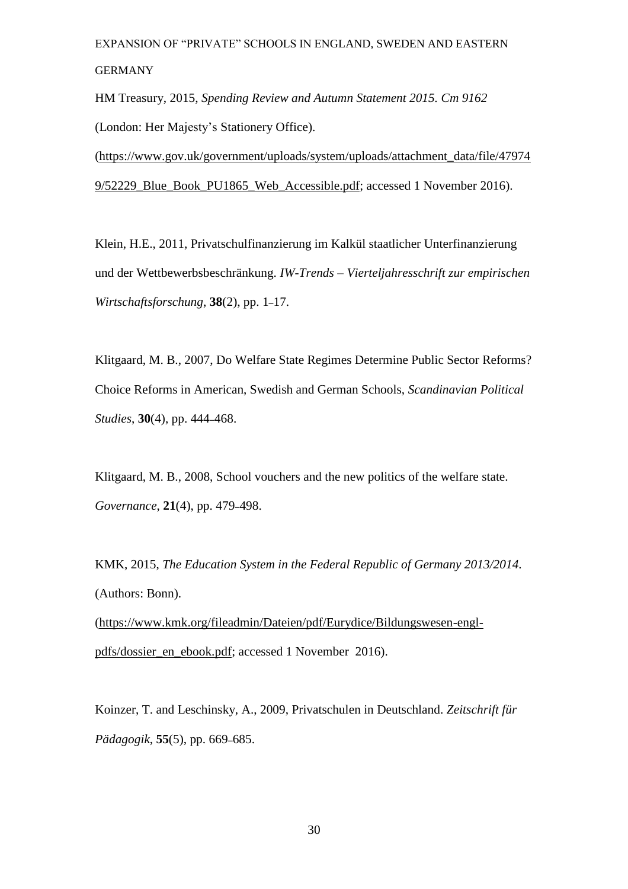HM Treasury, 2015, *Spending Review and Autumn Statement 2015. Cm 9162* (London: Her Majesty's Stationery Office). (https://www.gov.uk/government/uploads/system/uploads/attachment_data/file/479749/52229_Blue_Book_PU1865_Web_Accessible.pdf; accessed 1 November 2016).

Klein, H.E., 2011, Privatschulfinanzierung im Kalkül staatlicher Unterfinanzierung und der Wettbewerbsbeschränkung. *IW-Trends – Vierteljahresschrift zur empirischen Wirtschaftsforschung*, **38**(2), pp. 1–17.

Klitgaard, M. B., 2007, Do Welfare State Regimes Determine Public Sector Reforms? Choice Reforms in American, Swedish and German Schools, *Scandinavian Political Studies*, **30**(4), pp. 444–468.

Klitgaard, M. B., 2008, School vouchers and the new politics of the welfare state. *Governance*, **21**(4), pp. 479–498.

KMK, 2015, *The Education System in the Federal Republic of Germany 2013/2014*. (Authors: Bonn). (https://www.kmk.org/fileadmin/Dateien/pdf/Eurydice/Bildungswesen-engl-pdfs/dossier_en_ebook.pdf; accessed 1 November 2016).

Koinzer, T. and Leschinsky, A., 2009, Privatschulen in Deutschland. *Zeitschrift für Pädagogik*, **55**(5), pp. 669–685.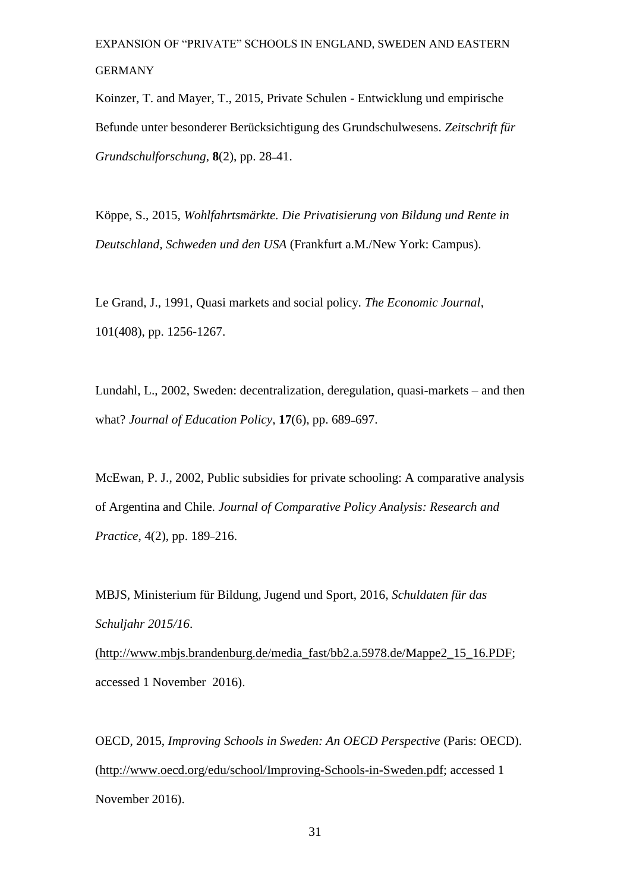Koinzer, T. and Mayer, T., 2015, Private Schulen - Entwicklung und empirische Befunde unter besonderer Berücksichtigung des Grundschulwesens. *Zeitschrift für Grundschulforschung*, **8**(2), pp. 28–41.

Köppe, S., 2015, *Wohlfahrtsmärkte. Die Privatisierung von Bildung und Rente in Deutschland, Schweden und den USA* (Frankfurt a.M./New York: Campus).

Le Grand, J., 1991, Quasi markets and social policy. *The Economic Journal*, 101(408), pp. 1256-1267.

Lundahl, L., 2002, Sweden: decentralization, deregulation, quasi-markets – and then what? *Journal of Education Policy*, **17**(6), pp. 689–697.

McEwan, P. J., 2002, Public subsidies for private schooling: A comparative analysis of Argentina and Chile. *Journal of Comparative Policy Analysis: Research and Practice*, 4(2), pp. 189–216.

MBJS, Ministerium für Bildung, Jugend und Sport, 2016, *Schuldaten für das Schuljahr 2015/16*. (http://www.mbjs.brandenburg.de/media_fast/bb2.a.5978.de/Mappe2_15_16.PDF; accessed 1 November 2016).

OECD, 2015, *Improving Schools in Sweden: An OECD Perspective* (Paris: OECD). (http://www.oecd.org/edu/school/Improving-Schools-in-Sweden.pdf; accessed 1 November 2016).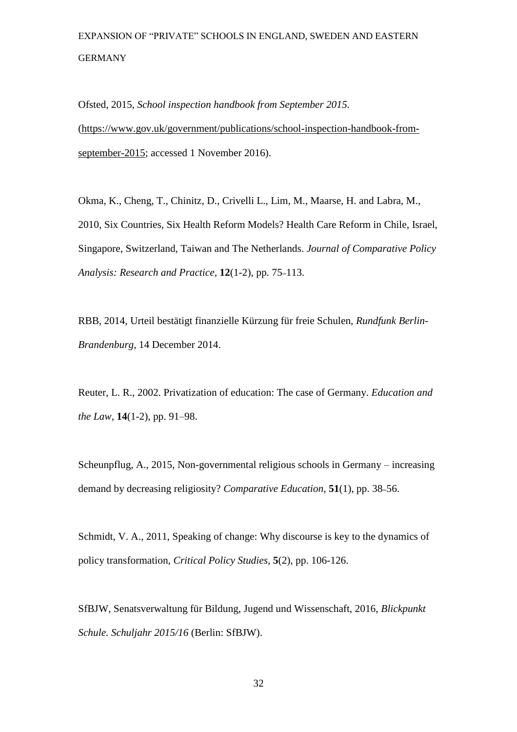Ofsted, 2015, *School inspection handbook from September 2015*. (https://www.gov.uk/government/publications/school-inspection-handbook-from-september-2015; accessed 1 November 2016).

Okma, K., Cheng, T., Chinitz, D., Crivelli L., Lim, M., Maarse, H. and Labra, M., 2010, Six Countries, Six Health Reform Models? Health Care Reform in Chile, Israel, Singapore, Switzerland, Taiwan and The Netherlands. *Journal of Comparative Policy Analysis: Research and Practice*, **12**(1-2), pp. 75–113.

RBB, 2014, Urteil bestätigt finanzielle Kürzung für freie Schulen, *Rundfunk Berlin-Brandenburg*, 14 December 2014.

Reuter, L. R., 2002. Privatization of education: The case of Germany. *Education and the Law*, **14**(1-2), pp. 91–98.

Scheunpflug, A., 2015, Non-governmental religious schools in Germany – increasing demand by decreasing religiosity? *Comparative Education*, **51**(1), pp. 38–56.

Schmidt, V. A., 2011, Speaking of change: Why discourse is key to the dynamics of policy transformation, *Critical Policy Studies*, **5**(2), pp. 106-126.

SfBJW, Senatsverwaltung für Bildung, Jugend und Wissenschaft, 2016, *Blickpunkt Schule. Schuljahr 2015/16* (Berlin: SfBJW).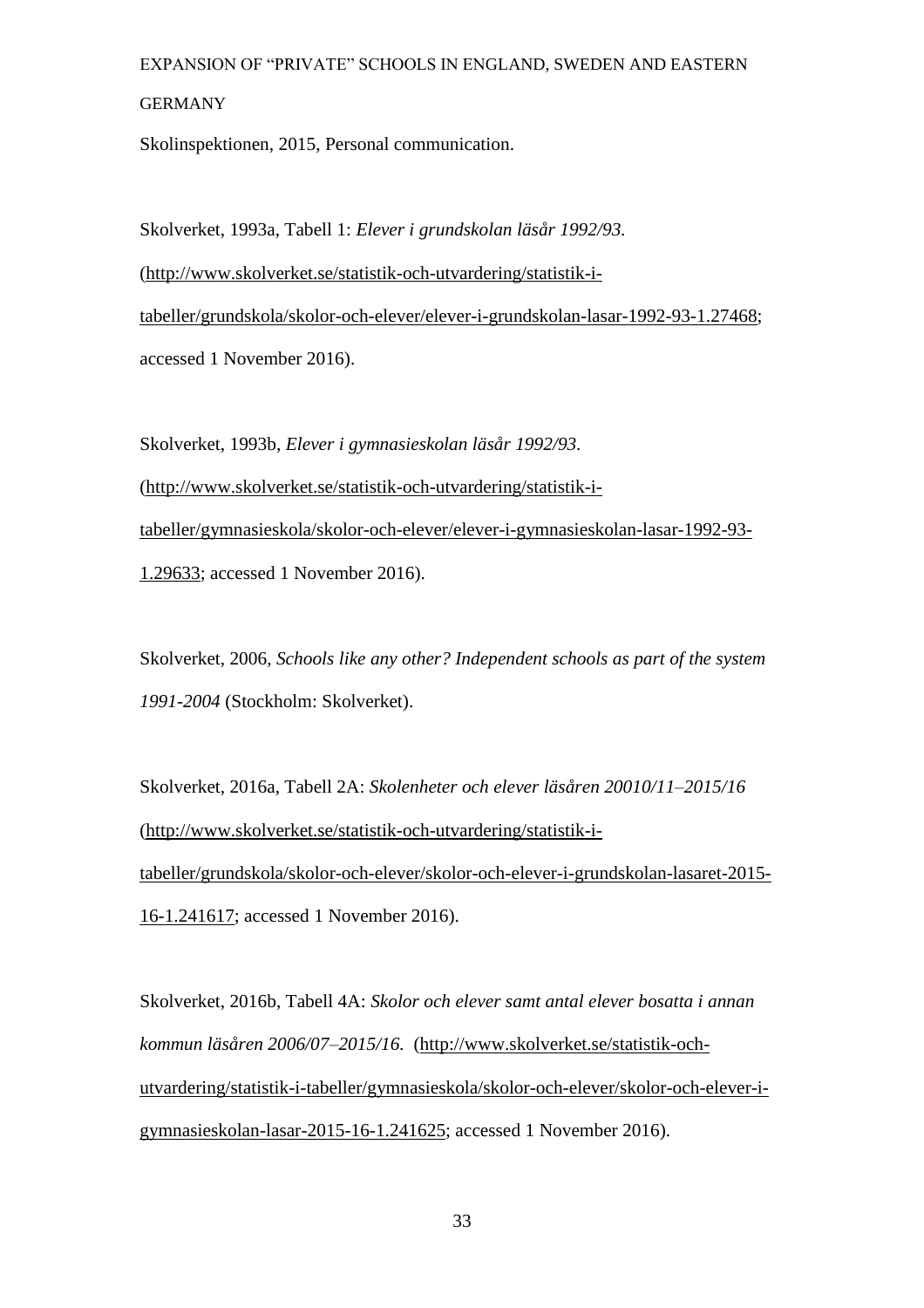Skolinspektionen, 2015, Personal communication.

Skolverket, 1993a, Tabell 1: *Elever i grundskolan läsår 1992/93*. (http://www.skolverket.se/statistik-och-utvardering/statistik-i-tabeller/grundskola/skolor-och-elever/elever-i-grundskolan-lasar-1992-93-1.27468; accessed 1 November 2016).

Skolverket, 1993b, *Elever i gymnasieskolan läsår 1992/93*. (http://www.skolverket.se/statistik-och-utvardering/statistik-i-tabeller/gymnasieskola/skolor-och-elever/elever-i-gymnasieskolan-lasar-1992-93-1.29633; accessed 1 November 2016).

Skolverket, 2006, *Schools like any other? Independent schools as part of the system 1991-2004* (Stockholm: Skolverket).

Skolverket, 2016a, Tabell 2A: *Skolenheter och elever läsåren 20010/11–2015/16* (http://www.skolverket.se/statistik-och-utvardering/statistik-i-tabeller/grundskola/skolor-och-elever/skolor-och-elever-i-grundskolan-lasaret-2015-16-1.241617; accessed 1 November 2016).

Skolverket, 2016b, Tabell 4A: *Skolor och elever samt antal elever bosatta i annan kommun läsåren 2006/07–2015/16*. (http://www.skolverket.se/statistik-och-utvardering/statistik-i-tabeller/gymnasieskola/skolor-och-elever/skolor-och-elever-i-gymnasieskolan-lasar-2015-16-1.241625; accessed 1 November 2016).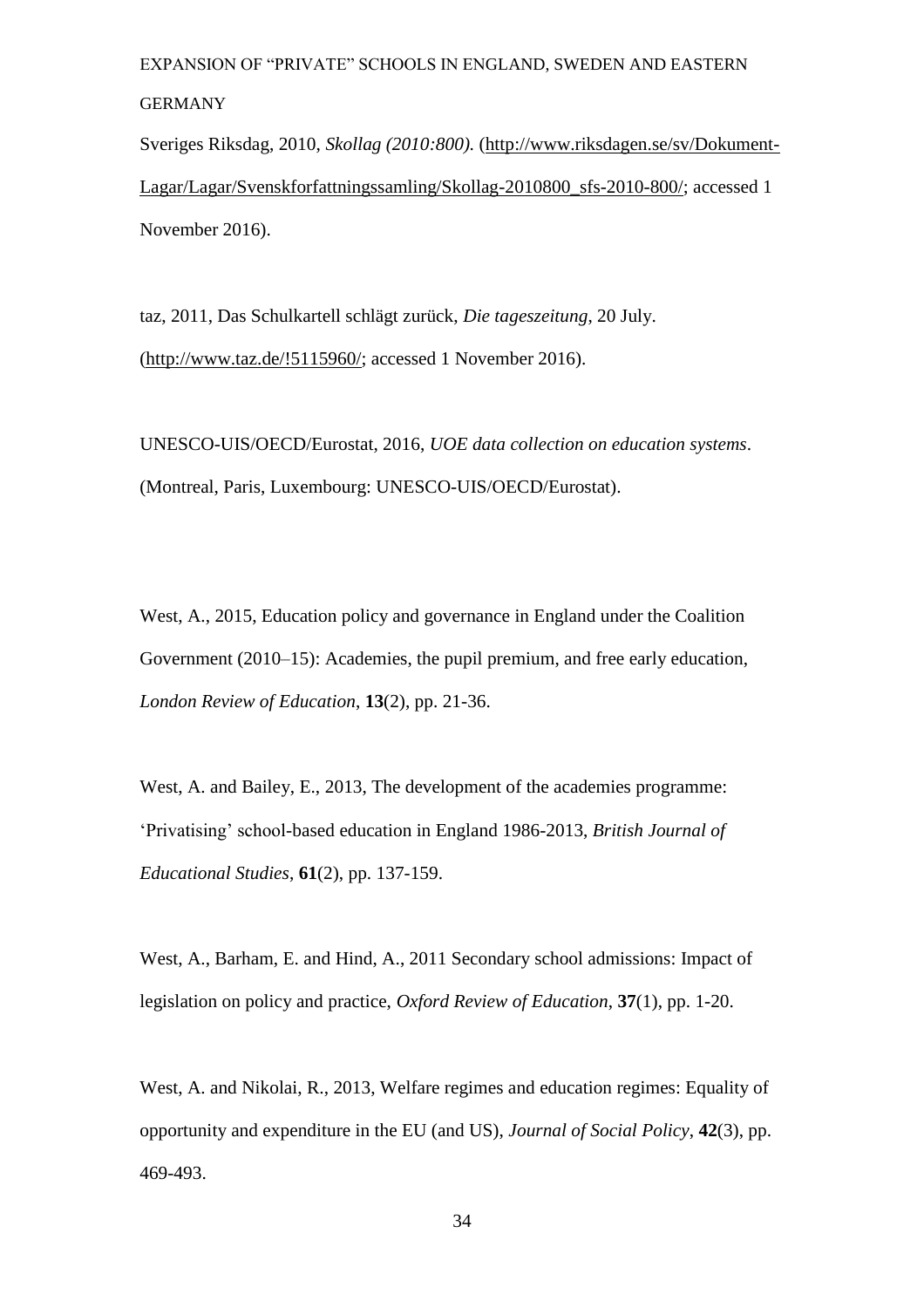Sveriges Riksdag, 2010, *Skollag (2010:800)*. (http://www.riksdagen.se/sv/Dokument-Lagar/Lagar/Svenskforfattningssamling/Skollag-2010800_sfs-2010-800/; accessed 1 November 2016).

taz, 2011, Das Schulkartell schlägt zurück, *Die tageszeitung*, 20 July. (http://www.taz.de/!5115960/; accessed 1 November 2016).

UNESCO-UIS/OECD/Eurostat, 2016, *UOE data collection on education systems*. (Montreal, Paris, Luxembourg: UNESCO-UIS/OECD/Eurostat).

West, A., 2015, Education policy and governance in England under the Coalition Government (2010–15): Academies, the pupil premium, and free early education, *London Review of Education*, **13**(2), pp. 21-36.

West, A. and Bailey, E., 2013, The development of the academies programme: 'Privatising' school-based education in England 1986-2013, *British Journal of Educational Studies*, **61**(2), pp. 137-159.

West, A., Barham, E. and Hind, A., 2011 Secondary school admissions: Impact of legislation on policy and practice, *Oxford Review of Education*, **37**(1), pp. 1-20.

West, A. and Nikolai, R., 2013, Welfare regimes and education regimes: Equality of opportunity and expenditure in the EU (and US), *Journal of Social Policy*, **42**(3), pp. 469-493.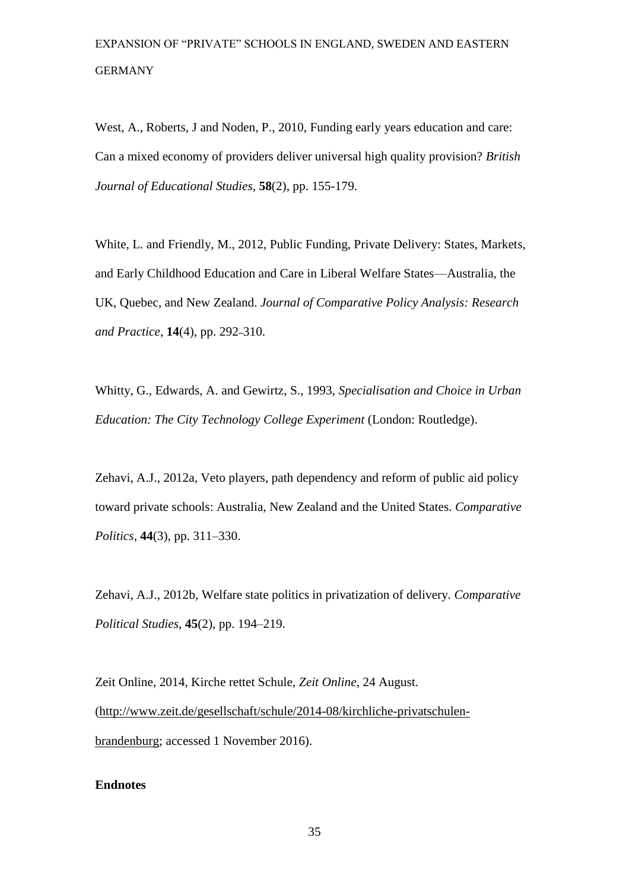West, A., Roberts, J and Noden, P., 2010, Funding early years education and care: Can a mixed economy of providers deliver universal high quality provision? *British Journal of Educational Studies*, **58**(2), pp. 155-179.

White, L. and Friendly, M., 2012, Public Funding, Private Delivery: States, Markets, and Early Childhood Education and Care in Liberal Welfare States—Australia, the UK, Quebec, and New Zealand. *Journal of Comparative Policy Analysis: Research and Practice*, **14**(4), pp. 292–310.

Whitty, G., Edwards, A. and Gewirtz, S., 1993, *Specialisation and Choice in Urban Education: The City Technology College Experiment* (London: Routledge).

Zehavi, A.J., 2012a, Veto players, path dependency and reform of public aid policy toward private schools: Australia, New Zealand and the United States. *Comparative Politics*, **44**(3), pp. 311–330.

Zehavi, A.J., 2012b, Welfare state politics in privatization of delivery. *Comparative Political Studies*, **45**(2), pp. 194–219.

Zeit Online, 2014, Kirche rettet Schule, *Zeit Online*, 24 August. (http://www.zeit.de/gesellschaft/schule/2014-08/kirchliche-privatschulen-brandenburg; accessed 1 November 2016).

**Endnotes**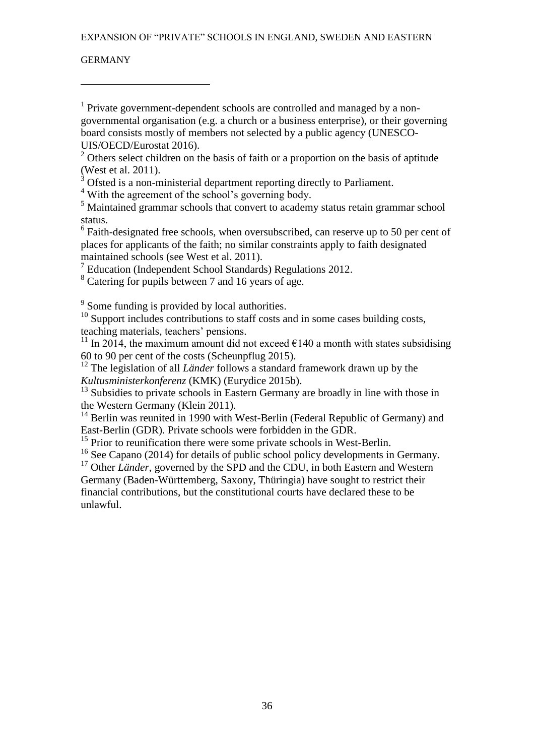[1] Private government-dependent schools are controlled and managed by a non-governmental organisation (e.g. a church or a business enterprise), or their governing board consists mostly of members not selected by a public agency (UNESCO-UIS/OECD/Eurostat 2016).

[2] Others select children on the basis of faith or a proportion on the basis of aptitude (West et al. 2011).

[3] Ofsted is a non-ministerial department reporting directly to Parliament.

[4] With the agreement of the school's governing body.

[5] Maintained grammar schools that convert to academy status retain grammar school status.

[6] Faith-designated free schools, when oversubscribed, can reserve up to 50 per cent of places for applicants of the faith; no similar constraints apply to faith designated maintained schools (see West et al. 2011).

[7] Education (Independent School Standards) Regulations 2012.

[8] Catering for pupils between 7 and 16 years of age.

[9] Some funding is provided by local authorities.

[10] Support includes contributions to staff costs and in some cases building costs, teaching materials, teachers' pensions.

[11] In 2014, the maximum amount did not exceed €140 a month with states subsidising 60 to 90 per cent of the costs (Scheunpflug 2015).

[12] The legislation of all *Länder* follows a standard framework drawn up by the *Kultusministerkonferenz* (KMK) (Eurydice 2015b).

[13] Subsidies to private schools in Eastern Germany are broadly in line with those in the Western Germany (Klein 2011).

[14] Berlin was reunited in 1990 with West-Berlin (Federal Republic of Germany) and East-Berlin (GDR). Private schools were forbidden in the GDR.

[15] Prior to reunification there were some private schools in West-Berlin.

[16] See Capano (2014) for details of public school policy developments in Germany.

[17] Other *Länder*, governed by the SPD and the CDU, in both Eastern and Western Germany (Baden-Württemberg, Saxony, Thüringia) have sought to restrict their financial contributions, but the constitutional courts have declared these to be unlawful.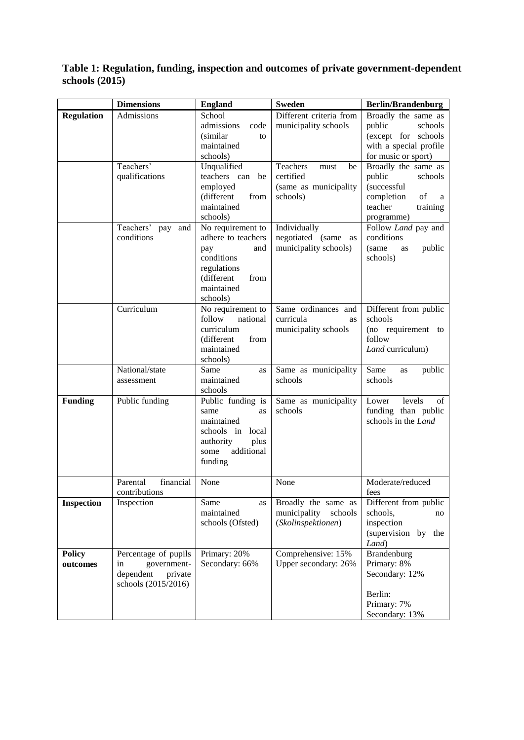**Table 1: Regulation, funding, inspection and outcomes of private government-dependent schools (2015)**

| | Dimensions | England | Sweden | Berlin/Brandenburg |
|---|---|---|---|---|
| **Regulation** | Admissions | School admissions code (similar to maintained schools) | Different criteria from municipality schools | Broadly the same as public schools (except for schools with a special profile for music or sport) |
| | Teachers' qualifications | Unqualified teachers can be employed (different from maintained schools) | Teachers must be certified (same as municipality schools) | Broadly the same as public schools (successful completion of a teacher training programme) |
| | Teachers' pay and conditions | No requirement to adhere to teachers pay and conditions regulations (different from maintained schools) | Individually negotiated (same as municipality schools) | Follow *Land* pay and conditions (same as public schools) |
| | Curriculum | No requirement to follow national curriculum (different from maintained schools) | Same ordinances and curricula as municipality schools | Different from public schools (no requirement to follow *Land* curriculum) |
| | National/state assessment | Same as maintained schools | Same as municipality schools | Same as public schools |
| **Funding** | Public funding | Public funding is same as maintained schools in local authority plus some additional funding | Same as municipality schools | Lower levels of funding than public schools in the *Land* |
| | Parental financial contributions | None | None | Moderate/reduced fees |
| **Inspection** | Inspection | Same as maintained schools (Ofsted) | Broadly the same as municipality schools (*Skolinspektionen*) | Different from public schools, no inspection (supervision by the *Land*) |
| **Policy outcomes** | Percentage of pupils in government-dependent private schools (2015/2016) | Primary: 20%<br>Secondary: 66% | Comprehensive: 15%<br>Upper secondary: 26% | Brandenburg<br>Primary: 8%<br>Secondary: 12%<br><br>Berlin:<br>Primary: 7%<br>Secondary: 13% |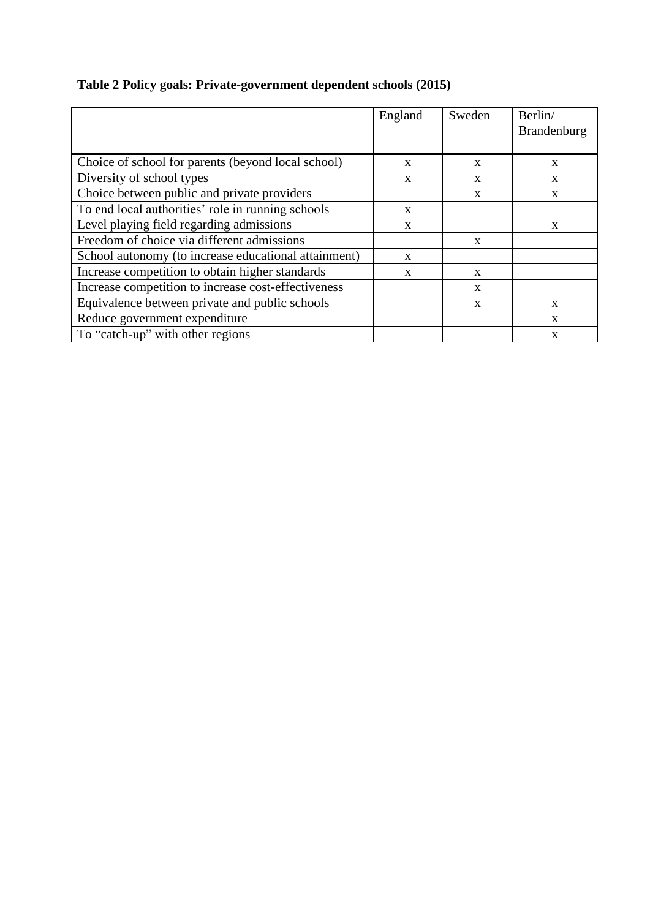**Table 2 Policy goals: Private-government dependent schools (2015)**

| | England | Sweden | Berlin/ Brandenburg |
|---|---|---|---|
| Choice of school for parents (beyond local school) | x | x | x |
| Diversity of school types | x | x | x |
| Choice between public and private providers | | x | x |
| To end local authorities' role in running schools | x | | |
| Level playing field regarding admissions | x | | x |
| Freedom of choice via different admissions | | x | |
| School autonomy (to increase educational attainment) | x | | |
| Increase competition to obtain higher standards | x | x | |
| Increase competition to increase cost-effectiveness | | x | |
| Equivalence between private and public schools | | x | x |
| Reduce government expenditure | | | x |
| To "catch-up" with other regions | | | x |